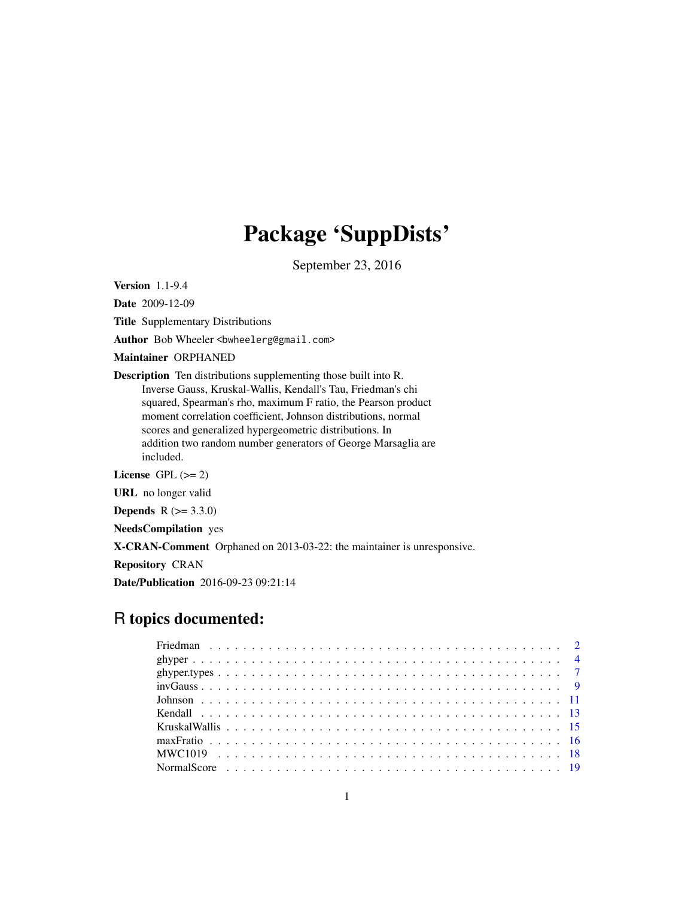# Package 'SuppDists'

September 23, 2016

**Version** 1.1-9.4

**Date** 2009-12-09

**Title** Supplementary Distributions

**Author** Bob Wheeler <bwheelerg@gmail.com>

**Maintainer** ORPHANED

**Description** Ten distributions supplementing those built into R. Inverse Gauss, Kruskal-Wallis, Kendall's Tau, Friedman's chi squared, Spearman's rho, maximum F ratio, the Pearson product moment correlation coefficient, Johnson distributions, normal scores and generalized hypergeometric distributions. In addition two random number generators of George Marsaglia are included.

**License** GPL (>= 2)

**URL** no longer valid

**Depends** R (>= 3.3.0)

**NeedsCompilation** yes

**X-CRAN-Comment** Orphaned on 2013-03-22: the maintainer is unresponsive.

**Repository** CRAN

**Date/Publication** 2016-09-23 09:21:14

## R topics documented:

- Friedman . . . . . . . . . . . . . . . . . . . . . . . . . . . . . . . . . . . . . . . . . . 2
- ghyper . . . . . . . . . . . . . . . . . . . . . . . . . . . . . . . . . . . . . . . . . . 4
- ghyper.types . . . . . . . . . . . . . . . . . . . . . . . . . . . . . . . . . . . . . . . 7
- invGauss . . . . . . . . . . . . . . . . . . . . . . . . . . . . . . . . . . . . . . . . . 9
- Johnson . . . . . . . . . . . . . . . . . . . . . . . . . . . . . . . . . . . . . . . . . . 11
- Kendall . . . . . . . . . . . . . . . . . . . . . . . . . . . . . . . . . . . . . . . . . . 13
- KruskalWallis . . . . . . . . . . . . . . . . . . . . . . . . . . . . . . . . . . . . . . 15
- maxFratio . . . . . . . . . . . . . . . . . . . . . . . . . . . . . . . . . . . . . . . . 16
- MWC1019 . . . . . . . . . . . . . . . . . . . . . . . . . . . . . . . . . . . . . . . . 18
- NormalScore . . . . . . . . . . . . . . . . . . . . . . . . . . . . . . . . . . . . . . . 19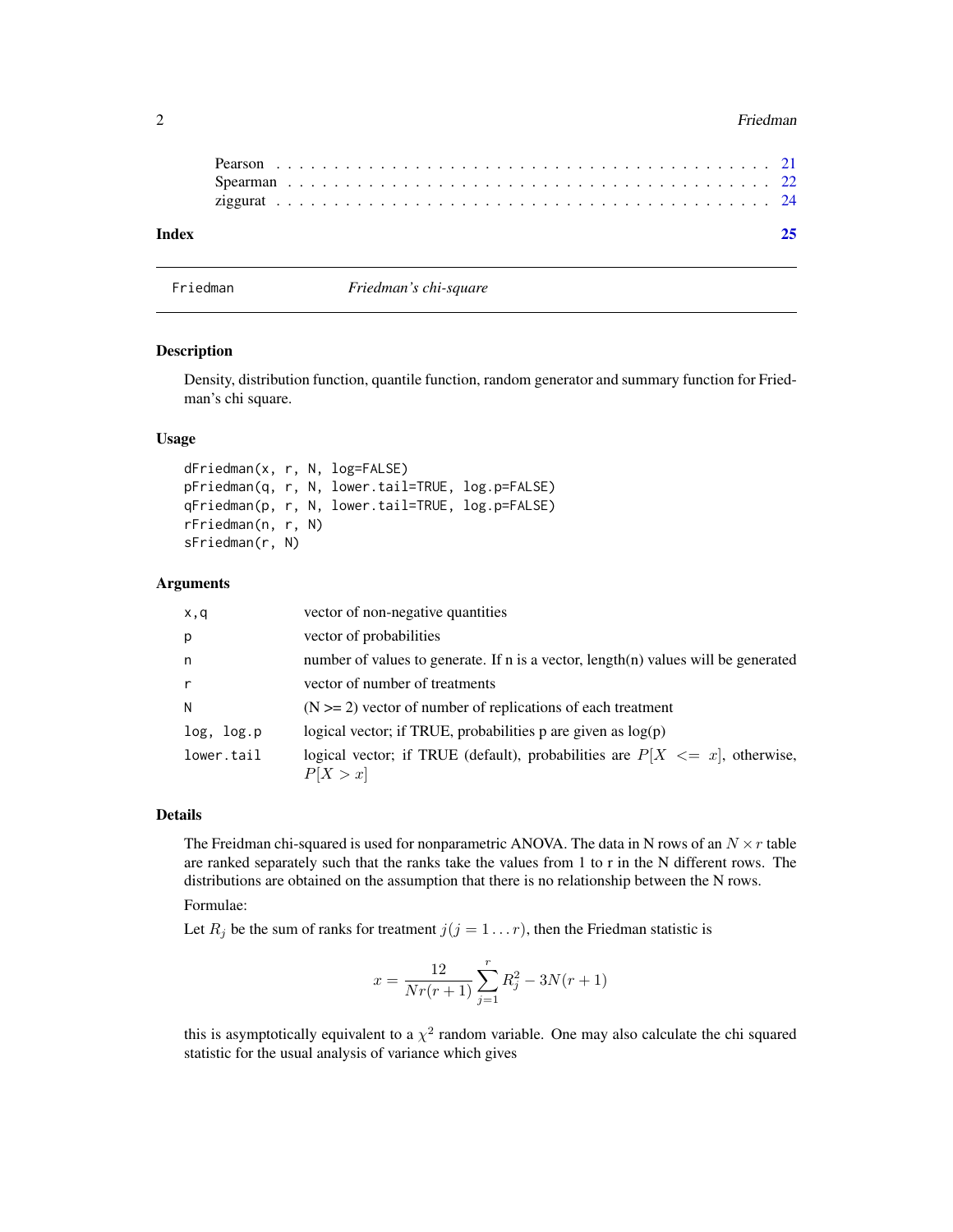Pearson . . . . . . . . . . . . . . . . . . . . . . . . . . . . . . . . . . . . . . . . . . 21
Spearman . . . . . . . . . . . . . . . . . . . . . . . . . . . . . . . . . . . . . . . . . . 22
ziggurat . . . . . . . . . . . . . . . . . . . . . . . . . . . . . . . . . . . . . . . . . . 24

**Index** 25

---

Friedman *Friedman's chi-square*

---

### Description

Density, distribution function, quantile function, random generator and summary function for Friedman's chi square.

### Usage

```
dFriedman(x, r, N, log=FALSE)
pFriedman(q, r, N, lower.tail=TRUE, log.p=FALSE)
qFriedman(p, r, N, lower.tail=TRUE, log.p=FALSE)
rFriedman(n, r, N)
sFriedman(r, N)
```

### Arguments

| | |
|---|---|
| x,q | vector of non-negative quantities |
| p | vector of probabilities |
| n | number of values to generate. If n is a vector, length(n) values will be generated |
| r | vector of number of treatments |
| N | (N >= 2) vector of number of replications of each treatment |
| log, log.p | logical vector; if TRUE, probabilities p are given as log(p) |
| lower.tail | logical vector; if TRUE (default), probabilities are $P[X <= x]$, otherwise, $P[X > x]$ |

### Details

The Freidman chi-squared is used for nonparametric ANOVA. The data in N rows of an $N \times r$ table are ranked separately such that the ranks take the values from 1 to r in the N different rows. The distributions are obtained on the assumption that there is no relationship between the N rows.

Formulae:

Let $R_j$ be the sum of ranks for treatment $j (j = 1 \ldots r)$, then the Friedman statistic is

$$x = \frac{12}{Nr(r+1)} \sum_{j=1}^{r} R_j^2 - 3N(r+1)$$

this is asymptotically equivalent to a $\chi^2$ random variable. One may also calculate the chi squared statistic for the usual analysis of variance which gives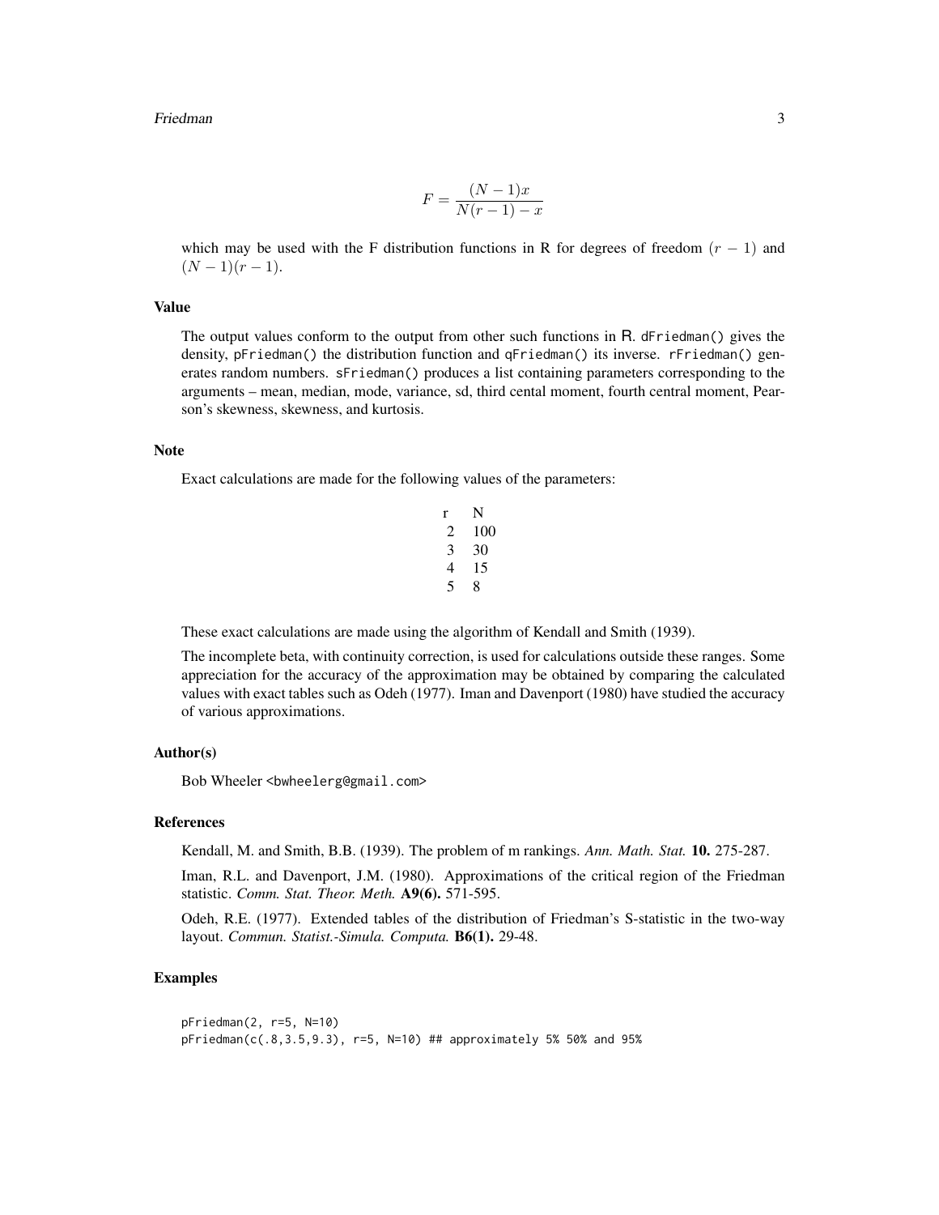$$F = \frac{(N-1)x}{N(r-1)-x}$$

which may be used with the F distribution functions in R for degrees of freedom $(r-1)$ and $(N-1)(r-1)$.

### Value

The output values conform to the output from other such functions in R. dFriedman() gives the density, pFriedman() the distribution function and qFriedman() its inverse. rFriedman() generates random numbers. sFriedman() produces a list containing parameters corresponding to the arguments – mean, median, mode, variance, sd, third cental moment, fourth central moment, Pearson's skewness, skewness, and kurtosis.

### Note

Exact calculations are made for the following values of the parameters:

| r | N |
|---|---|
| 2 | 100 |
| 3 | 30 |
| 4 | 15 |
| 5 | 8 |

These exact calculations are made using the algorithm of Kendall and Smith (1939).

The incomplete beta, with continuity correction, is used for calculations outside these ranges. Some appreciation for the accuracy of the approximation may be obtained by comparing the calculated values with exact tables such as Odeh (1977). Iman and Davenport (1980) have studied the accuracy of various approximations.

### Author(s)

Bob Wheeler <bwheelerg@gmail.com>

### References

Kendall, M. and Smith, B.B. (1939). The problem of m rankings. *Ann. Math. Stat.* **10.** 275-287.

Iman, R.L. and Davenport, J.M. (1980). Approximations of the critical region of the Friedman statistic. *Comm. Stat. Theor. Meth.* **A9(6).** 571-595.

Odeh, R.E. (1977). Extended tables of the distribution of Friedman's S-statistic in the two-way layout. *Commun. Statist.-Simula. Computa.* **B6(1).** 29-48.

### Examples

```
pFriedman(2, r=5, N=10)
pFriedman(c(.8,3.5,9.3), r=5, N=10) ## approximately 5% 50% and 95%
```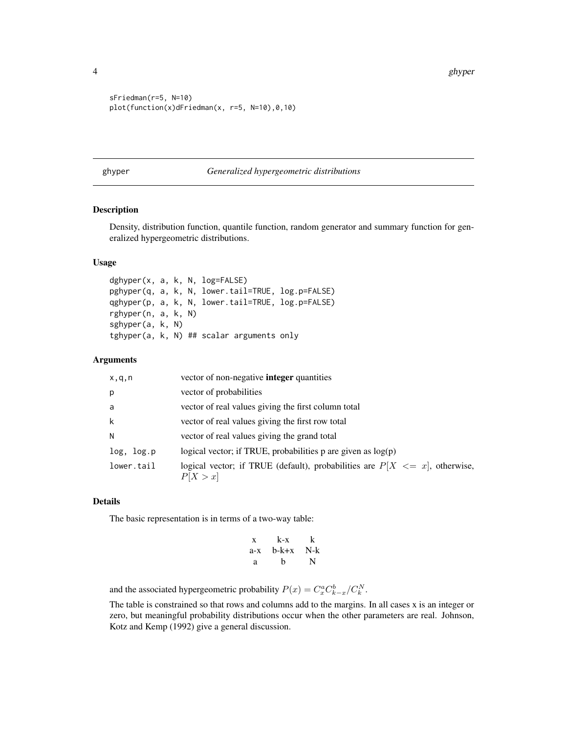```
sFriedman(r=5, N=10)
plot(function(x)dFriedman(x, r=5, N=10),0,10)
```

## ghyper *Generalized hypergeometric distributions*

### Description

Density, distribution function, quantile function, random generator and summary function for generalized hypergeometric distributions.

### Usage

```
dghyper(x, a, k, N, log=FALSE)
pghyper(q, a, k, N, lower.tail=TRUE, log.p=FALSE)
qghyper(p, a, k, N, lower.tail=TRUE, log.p=FALSE)
rghyper(n, a, k, N)
sghyper(a, k, N)
tghyper(a, k, N) ## scalar arguments only
```

### Arguments

| | |
|---|---|
| x,q,n | vector of non-negative **integer** quantities |
| p | vector of probabilities |
| a | vector of real values giving the first column total |
| k | vector of real values giving the first row total |
| N | vector of real values giving the grand total |
| log, log.p | logical vector; if TRUE, probabilities p are given as log(p) |
| lower.tail | logical vector; if TRUE (default), probabilities are $P[X <= x]$, otherwise, $P[X > x]$ |

### Details

The basic representation is in terms of a two-way table:

| | | |
|---|---|---|
| x | k-x | k |
| a-x | b-k+x | N-k |
| a | b | N |

and the associated hypergeometric probability $P(x) = C^a_x C^b_{k-x} / C^N_k$.

The table is constrained so that rows and columns add to the margins. In all cases x is an integer or zero, but meaningful probability distributions occur when the other parameters are real. Johnson, Kotz and Kemp (1992) give a general discussion.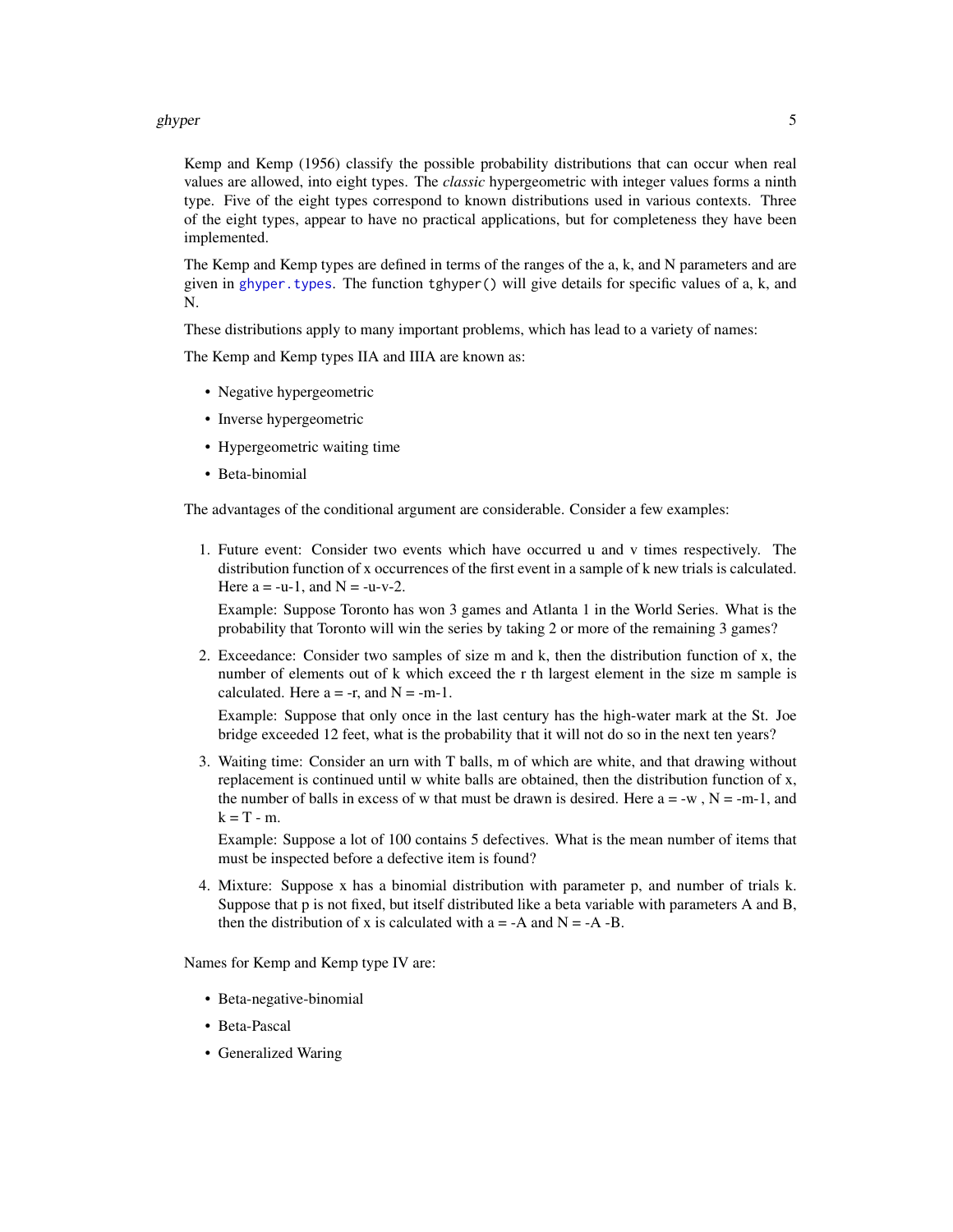Kemp and Kemp (1956) classify the possible probability distributions that can occur when real values are allowed, into eight types. The *classic* hypergeometric with integer values forms a ninth type. Five of the eight types correspond to known distributions used in various contexts. Three of the eight types, appear to have no practical applications, but for completeness they have been implemented.

The Kemp and Kemp types are defined in terms of the ranges of the a, k, and N parameters and are given in `ghyper.types`. The function `tghyper()` will give details for specific values of a, k, and N.

These distributions apply to many important problems, which has lead to a variety of names:

The Kemp and Kemp types IIA and IIIA are known as:

- Negative hypergeometric
- Inverse hypergeometric
- Hypergeometric waiting time
- Beta-binomial

The advantages of the conditional argument are considerable. Consider a few examples:

1. Future event: Consider two events which have occurred u and v times respectively. The distribution function of x occurrences of the first event in a sample of k new trials is calculated. Here a = -u-1, and N = -u-v-2.

   Example: Suppose Toronto has won 3 games and Atlanta 1 in the World Series. What is the probability that Toronto will win the series by taking 2 or more of the remaining 3 games?

2. Exceedance: Consider two samples of size m and k, then the distribution function of x, the number of elements out of k which exceed the r th largest element in the size m sample is calculated. Here a = -r, and N = -m-1.

   Example: Suppose that only once in the last century has the high-water mark at the St. Joe bridge exceeded 12 feet, what is the probability that it will not do so in the next ten years?

3. Waiting time: Consider an urn with T balls, m of which are white, and that drawing without replacement is continued until w white balls are obtained, then the distribution function of x, the number of balls in excess of w that must be drawn is desired. Here a = -w , N = -m-1, and k = T - m.

   Example: Suppose a lot of 100 contains 5 defectives. What is the mean number of items that must be inspected before a defective item is found?

4. Mixture: Suppose x has a binomial distribution with parameter p, and number of trials k. Suppose that p is not fixed, but itself distributed like a beta variable with parameters A and B, then the distribution of x is calculated with a = -A and N = -A -B.

Names for Kemp and Kemp type IV are:

- Beta-negative-binomial
- Beta-Pascal
- Generalized Waring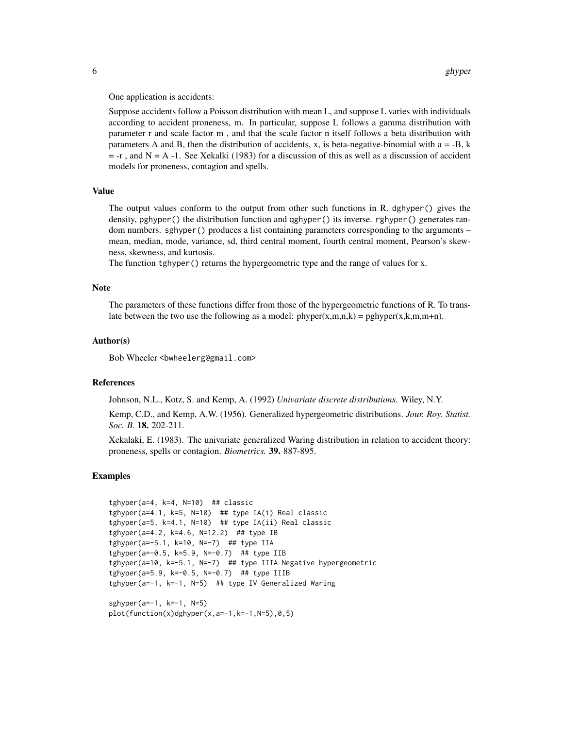One application is accidents:

Suppose accidents follow a Poisson distribution with mean L, and suppose L varies with individuals according to accident proneness, m. In particular, suppose L follows a gamma distribution with parameter r and scale factor m , and that the scale factor n itself follows a beta distribution with parameters A and B, then the distribution of accidents, x, is beta-negative-binomial with a = -B, k = -r , and N = A -1. See Xekalki (1983) for a discussion of this as well as a discussion of accident models for proneness, contagion and spells.

### Value

The output values conform to the output from other such functions in R. `dghyper()` gives the density, `pghyper()` the distribution function and `qghyper()` its inverse. `rghyper()` generates random numbers. `sghyper()` produces a list containing parameters corresponding to the arguments – mean, median, mode, variance, sd, third central moment, fourth central moment, Pearson's skewness, skewness, and kurtosis.

The function `tghyper()` returns the hypergeometric type and the range of values for x.

### Note

The parameters of these functions differ from those of the hypergeometric functions of R. To translate between the two use the following as a model: phyper(x,m,n,k) = pghyper(x,k,m,m+n).

### Author(s)

Bob Wheeler <bwheelerg@gmail.com>

### References

Johnson, N.L., Kotz, S. and Kemp, A. (1992) *Univariate discrete distributions*. Wiley, N.Y.

Kemp, C.D., and Kemp, A.W. (1956). Generalized hypergeometric distributions. *Jour. Roy. Statist. Soc. B.* **18.** 202-211.

Xekalaki, E. (1983). The univariate generalized Waring distribution in relation to accident theory: proneness, spells or contagion. *Biometrics.* **39.** 887-895.

### Examples

```
tghyper(a=4, k=4, N=10)  ## classic
tghyper(a=4.1, k=5, N=10)  ## type IA(i) Real classic
tghyper(a=5, k=4.1, N=10)  ## type IA(ii) Real classic
tghyper(a=4.2, k=4.6, N=12.2)  ## type IB
tghyper(a=-5.1, k=10, N=-7)  ## type IIA
tghyper(a=-0.5, k=5.9, N=-0.7)  ## type IIB
tghyper(a=10, k=-5.1, N=-7)  ## type IIIA Negative hypergeometric
tghyper(a=5.9, k=-0.5, N=-0.7)  ## type IIIB
tghyper(a=-1, k=-1, N=5)  ## type IV Generalized Waring

sghyper(a=-1, k=-1, N=5)
plot(function(x)dghyper(x,a=-1,k=-1,N=5),0,5)
```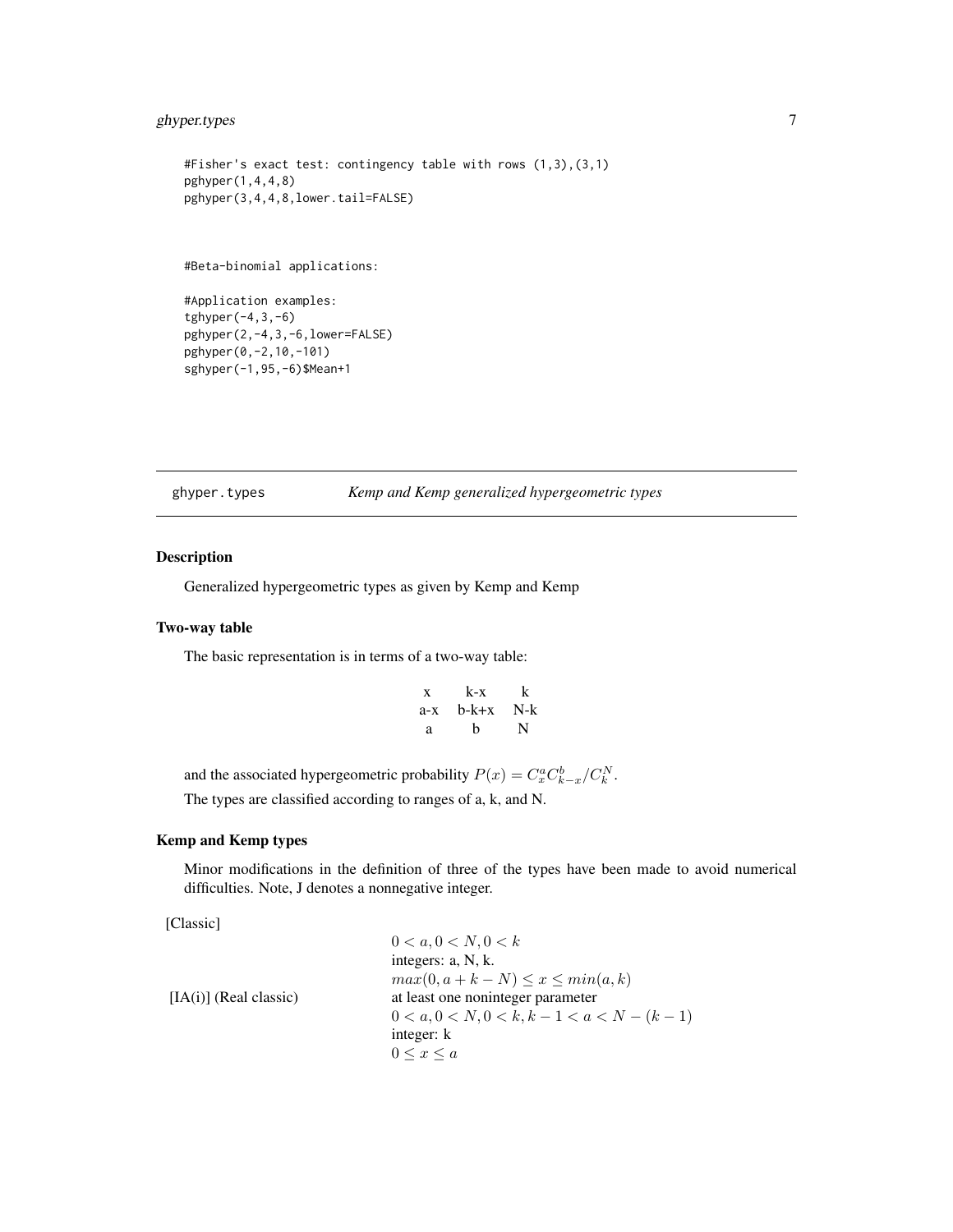```
#Fisher's exact test: contingency table with rows (1,3),(3,1)
pghyper(1,4,4,8)
pghyper(3,4,4,8,lower.tail=FALSE)


#Beta-binomial applications:

#Application examples:
tghyper(-4,3,-6)
pghyper(2,-4,3,-6,lower=FALSE)
pghyper(0,-2,10,-101)
sghyper(-1,95,-6)$Mean+1
```

## ghyper.types — *Kemp and Kemp generalized hypergeometric types*

### Description

Generalized hypergeometric types as given by Kemp and Kemp

### Two-way table

The basic representation is in terms of a two-way table:

| | | |
|---|---|---|
| x | k-x | k |
| a-x | b-k+x | N-k |
| a | b | N |

and the associated hypergeometric probability $P(x) = C_x^a C_{k-x}^b / C_k^N$.

The types are classified according to ranges of a, k, and N.

### Kemp and Kemp types

Minor modifications in the definition of three of the types have been made to avoid numerical difficulties. Note, J denotes a nonnegative integer.

[Classic]

$0 < a, 0 < N, 0 < k$
integers: a, N, k.
$max(0, a + k - N) \leq x \leq min(a, k)$

[IA(i)] (Real classic)

at least one noninteger parameter
$0 < a, 0 < N, 0 < k, k - 1 < a < N - (k - 1)$
integer: k
$0 \leq x \leq a$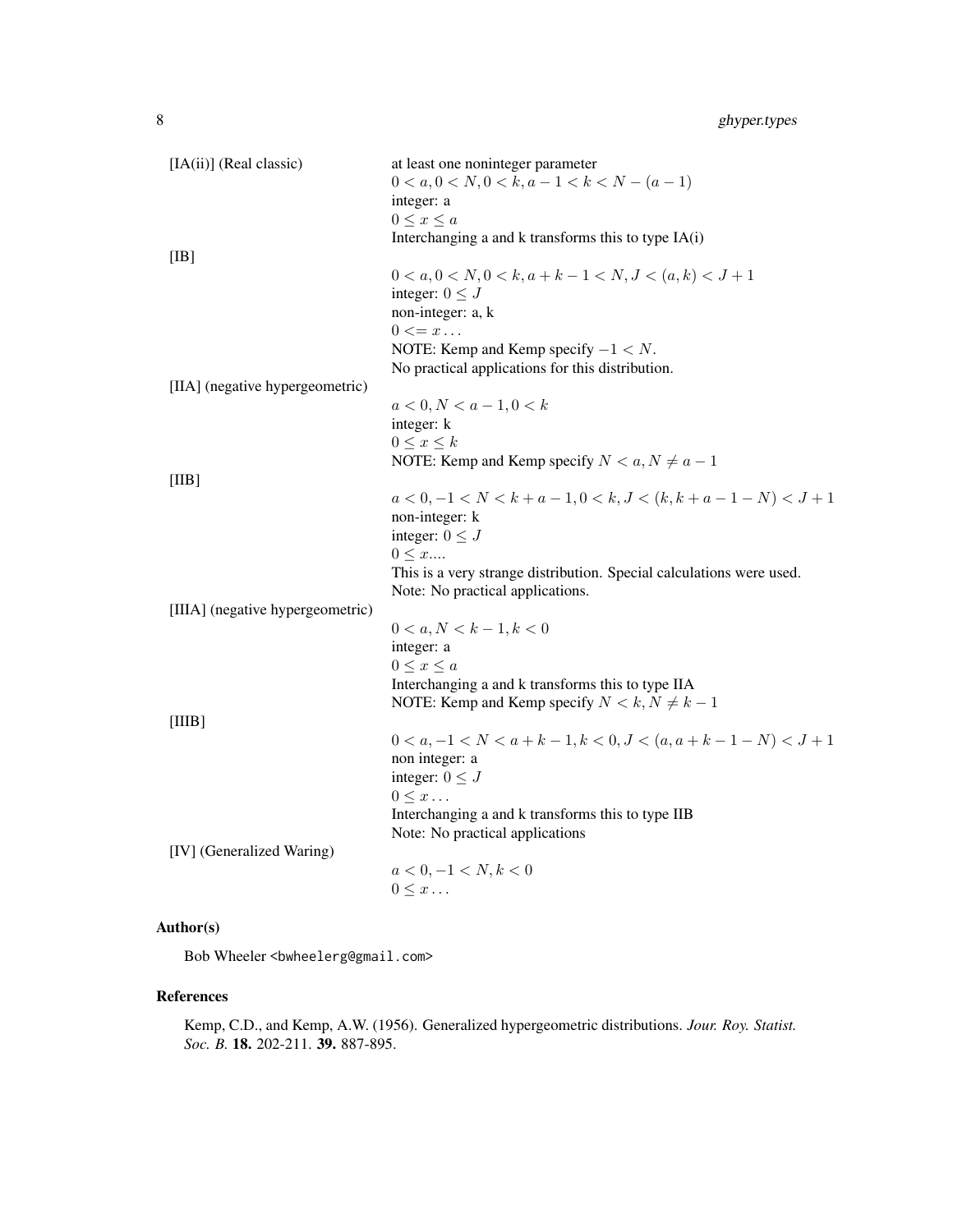[IA(ii)] (Real classic)
: at least one noninteger parameter
  $0 < a, 0 < N, 0 < k, a - 1 < k < N - (a - 1)$
  integer: a
  $0 \leq x \leq a$
  Interchanging a and k transforms this to type IA(i)

[IB]
: $0 < a, 0 < N, 0 < k, a + k - 1 < N, J < (a, k) < J + 1$
  integer: $0 \leq J$
  non-integer: a, k
  $0 <= x \ldots$
  NOTE: Kemp and Kemp specify $-1 < N$.
  No practical applications for this distribution.

[IIA] (negative hypergeometric)
: $a < 0, N < a - 1, 0 < k$
  integer: k
  $0 \leq x \leq k$
  NOTE: Kemp and Kemp specify $N < a, N \neq a - 1$

[IIB]
: $a < 0, -1 < N < k + a - 1, 0 < k, J < (k, k + a - 1 - N) < J + 1$
  non-integer: k
  integer: $0 \leq J$
  $0 \leq x....$
  This is a very strange distribution. Special calculations were used.
  Note: No practical applications.

[IIIA] (negative hypergeometric)
: $0 < a, N < k - 1, k < 0$
  integer: a
  $0 \leq x \leq a$
  Interchanging a and k transforms this to type IIA
  NOTE: Kemp and Kemp specify $N < k, N \neq k - 1$

[IIIB]
: $0 < a, -1 < N < a + k - 1, k < 0, J < (a, a + k - 1 - N) < J + 1$
  non integer: a
  integer: $0 \leq J$
  $0 \leq x \ldots$
  Interchanging a and k transforms this to type IIB
  Note: No practical applications

[IV] (Generalized Waring)
: $a < 0, -1 < N, k < 0$
  $0 \leq x \ldots$

## Author(s)

Bob Wheeler <bwheelerg@gmail.com>

## References

Kemp, C.D., and Kemp, A.W. (1956). Generalized hypergeometric distributions. *Jour. Roy. Statist. Soc. B.* **18.** 202-211. **39.** 887-895.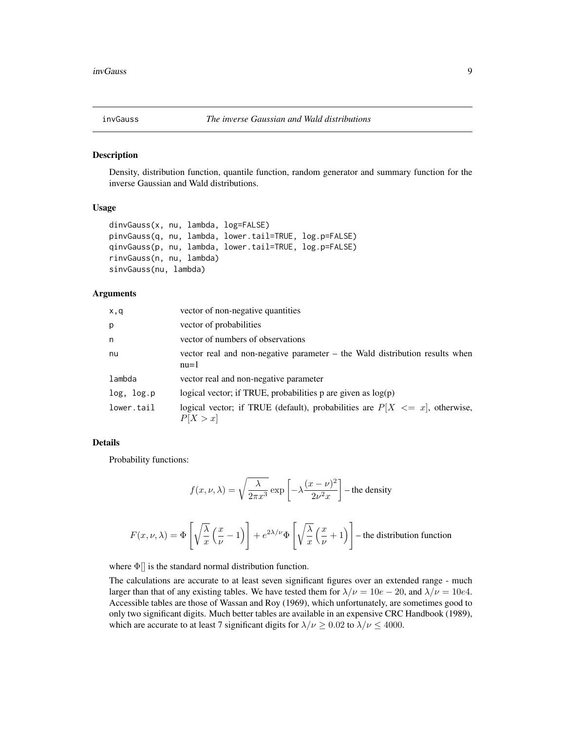## invGauss — *The inverse Gaussian and Wald distributions*

### Description

Density, distribution function, quantile function, random generator and summary function for the inverse Gaussian and Wald distributions.

### Usage

```
dinvGauss(x, nu, lambda, log=FALSE)
pinvGauss(q, nu, lambda, lower.tail=TRUE, log.p=FALSE)
qinvGauss(p, nu, lambda, lower.tail=TRUE, log.p=FALSE)
rinvGauss(n, nu, lambda)
sinvGauss(nu, lambda)
```

### Arguments

| | |
|---|---|
| `x,q` | vector of non-negative quantities |
| `p` | vector of probabilities |
| `n` | vector of numbers of observations |
| `nu` | vector real and non-negative parameter – the Wald distribution results when nu=1 |
| `lambda` | vector real and non-negative parameter |
| `log, log.p` | logical vector; if TRUE, probabilities p are given as log(p) |
| `lower.tail` | logical vector; if TRUE (default), probabilities are $P[X <= x]$, otherwise, $P[X > x]$ |

### Details

Probability functions:

$$f(x, \nu, \lambda) = \sqrt{\frac{\lambda}{2\pi x^3}} \exp\left[-\lambda \frac{(x - \nu)^2}{2\nu^2 x}\right] \text{ – the density}$$

$$F(x, \nu, \lambda) = \Phi\left[\sqrt{\frac{\lambda}{x}}\left(\frac{x}{\nu} - 1\right)\right] + e^{2\lambda/\nu}\Phi\left[\sqrt{\frac{\lambda}{x}}\left(\frac{x}{\nu} + 1\right)\right] \text{ – the distribution function}$$

where $\Phi[]$ is the standard normal distribution function.

The calculations are accurate to at least seven significant figures over an extended range - much larger than that of any existing tables. We have tested them for $\lambda/\nu = 10e-20$, and $\lambda/\nu = 10e4$. Accessible tables are those of Wassan and Roy (1969), which unfortunately, are sometimes good to only two significant digits. Much better tables are available in an expensive CRC Handbook (1989), which are accurate to at least 7 significant digits for $\lambda/\nu \geq 0.02$ to $\lambda/\nu \leq 4000$.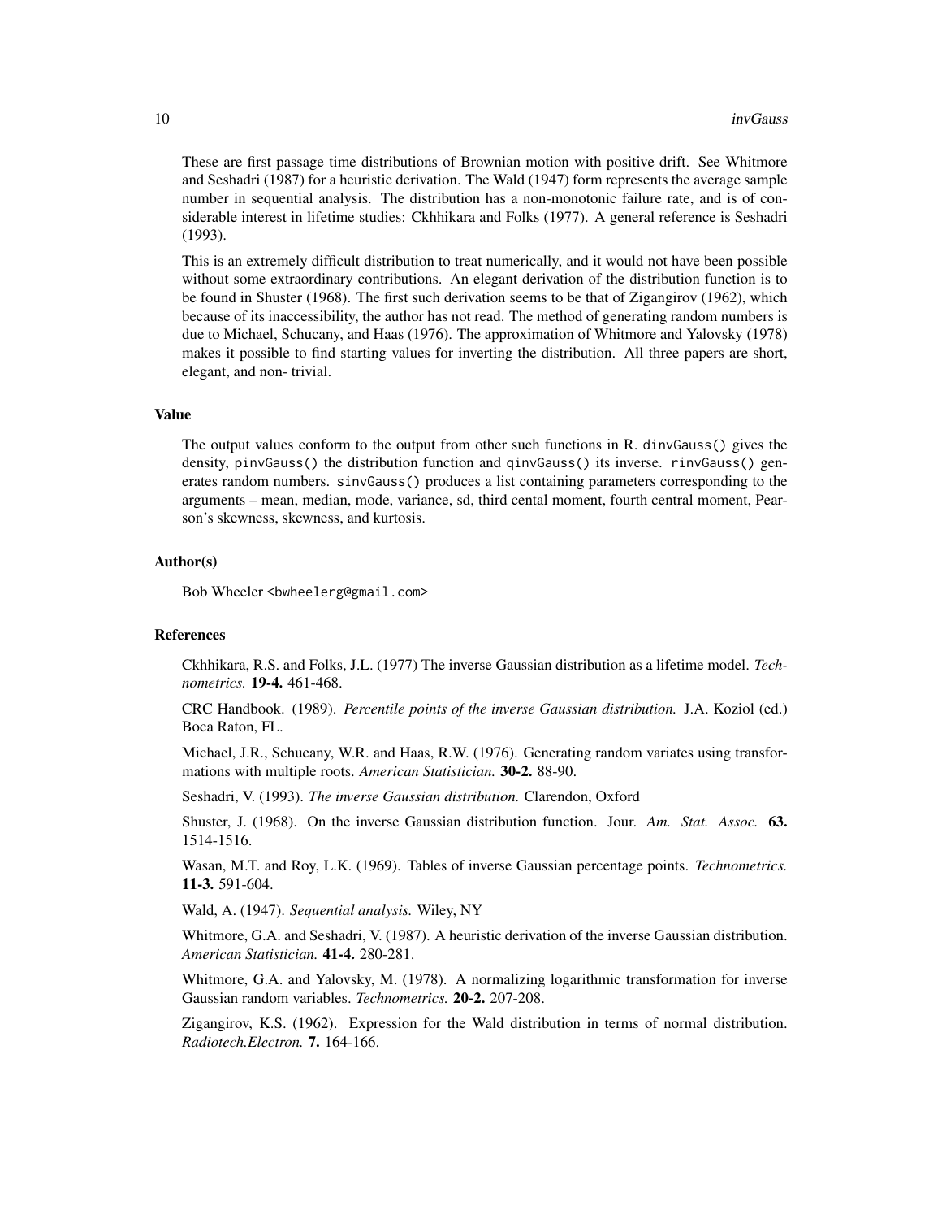These are first passage time distributions of Brownian motion with positive drift. See Whitmore and Seshadri (1987) for a heuristic derivation. The Wald (1947) form represents the average sample number in sequential analysis. The distribution has a non-monotonic failure rate, and is of considerable interest in lifetime studies: Ckhhikara and Folks (1977). A general reference is Seshadri (1993).

This is an extremely difficult distribution to treat numerically, and it would not have been possible without some extraordinary contributions. An elegant derivation of the distribution function is to be found in Shuster (1968). The first such derivation seems to be that of Zigangirov (1962), which because of its inaccessibility, the author has not read. The method of generating random numbers is due to Michael, Schucany, and Haas (1976). The approximation of Whitmore and Yalovsky (1978) makes it possible to find starting values for inverting the distribution. All three papers are short, elegant, and non- trivial.

### Value

The output values conform to the output from other such functions in R. `dinvGauss()` gives the density, `pinvGauss()` the distribution function and `qinvGauss()` its inverse. `rinvGauss()` generates random numbers. `sinvGauss()` produces a list containing parameters corresponding to the arguments – mean, median, mode, variance, sd, third cental moment, fourth central moment, Pearson's skewness, skewness, and kurtosis.

### Author(s)

Bob Wheeler <bwheelerg@gmail.com>

### References

Ckhhikara, R.S. and Folks, J.L. (1977) The inverse Gaussian distribution as a lifetime model. *Technometrics.* **19-4.** 461-468.

CRC Handbook. (1989). *Percentile points of the inverse Gaussian distribution.* J.A. Koziol (ed.) Boca Raton, FL.

Michael, J.R., Schucany, W.R. and Haas, R.W. (1976). Generating random variates using transformations with multiple roots. *American Statistician.* **30-2.** 88-90.

Seshadri, V. (1993). *The inverse Gaussian distribution.* Clarendon, Oxford

Shuster, J. (1968). On the inverse Gaussian distribution function. Jour. *Am. Stat. Assoc.* **63.** 1514-1516.

Wasan, M.T. and Roy, L.K. (1969). Tables of inverse Gaussian percentage points. *Technometrics.* **11-3.** 591-604.

Wald, A. (1947). *Sequential analysis.* Wiley, NY

Whitmore, G.A. and Seshadri, V. (1987). A heuristic derivation of the inverse Gaussian distribution. *American Statistician.* **41-4.** 280-281.

Whitmore, G.A. and Yalovsky, M. (1978). A normalizing logarithmic transformation for inverse Gaussian random variables. *Technometrics.* **20-2.** 207-208.

Zigangirov, K.S. (1962). Expression for the Wald distribution in terms of normal distribution. *Radiotech.Electron.* **7.** 164-166.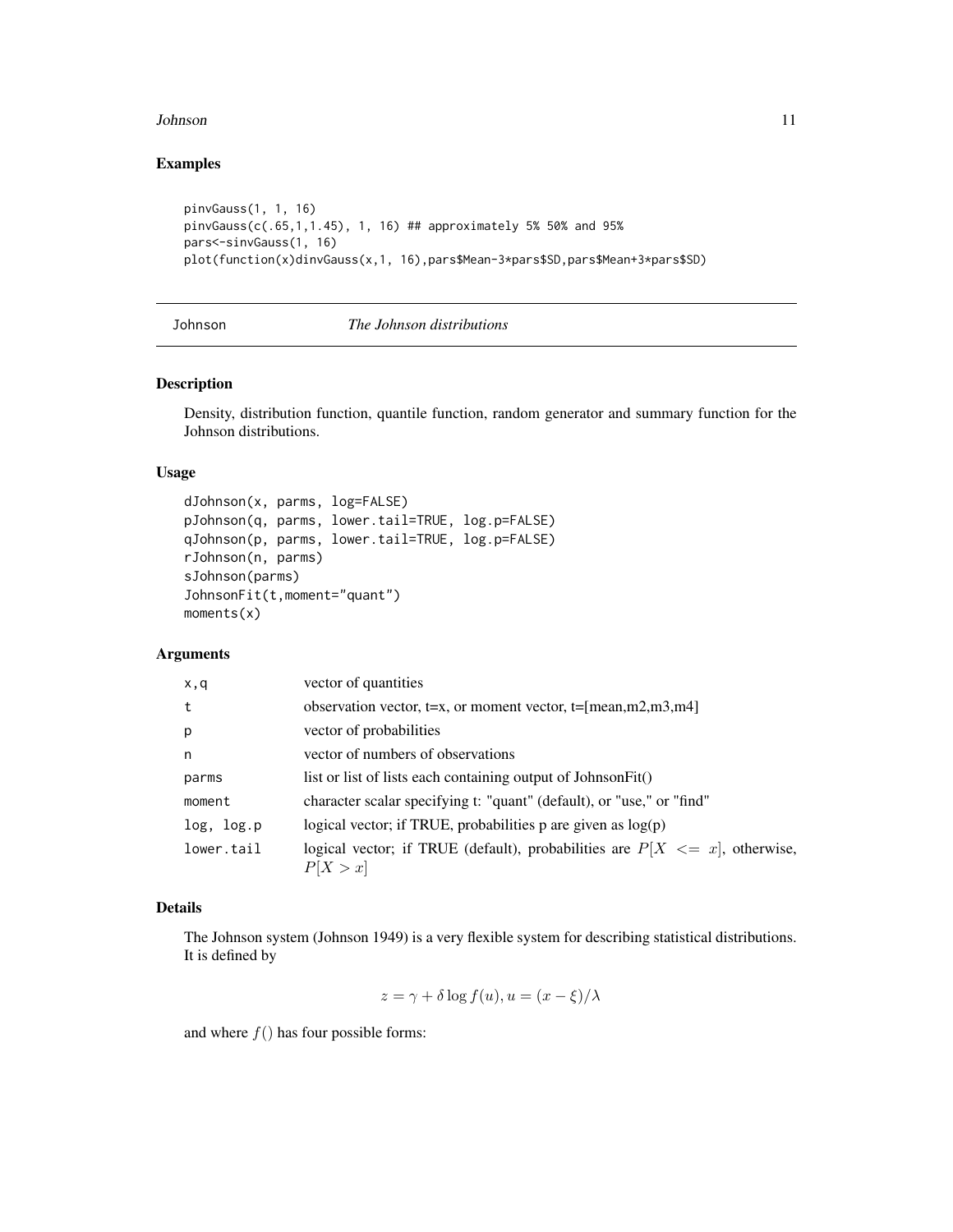## Examples

```
pinvGauss(1, 1, 16)
pinvGauss(c(.65,1,1.45), 1, 16) ## approximately 5% 50% and 95%
pars<-sinvGauss(1, 16)
plot(function(x)dinvGauss(x,1, 16),pars$Mean-3*pars$SD,pars$Mean+3*pars$SD)
```

---

# Johnson *The Johnson distributions*

---

## Description

Density, distribution function, quantile function, random generator and summary function for the Johnson distributions.

## Usage

```
dJohnson(x, parms, log=FALSE)
pJohnson(q, parms, lower.tail=TRUE, log.p=FALSE)
qJohnson(p, parms, lower.tail=TRUE, log.p=FALSE)
rJohnson(n, parms)
sJohnson(parms)
JohnsonFit(t,moment="quant")
moments(x)
```

## Arguments

| | |
|---|---|
| x,q | vector of quantities |
| t | observation vector, t=x, or moment vector, t=[mean,m2,m3,m4] |
| p | vector of probabilities |
| n | vector of numbers of observations |
| parms | list or list of lists each containing output of JohnsonFit() |
| moment | character scalar specifying t: "quant" (default), or "use," or "find" |
| log, log.p | logical vector; if TRUE, probabilities p are given as log(p) |
| lower.tail | logical vector; if TRUE (default), probabilities are $P[X <= x]$, otherwise, $P[X > x]$ |

## Details

The Johnson system (Johnson 1949) is a very flexible system for describing statistical distributions. It is defined by

$$z = \gamma + \delta \log f(u), u = (x - \xi)/\lambda$$

and where $f()$ has four possible forms: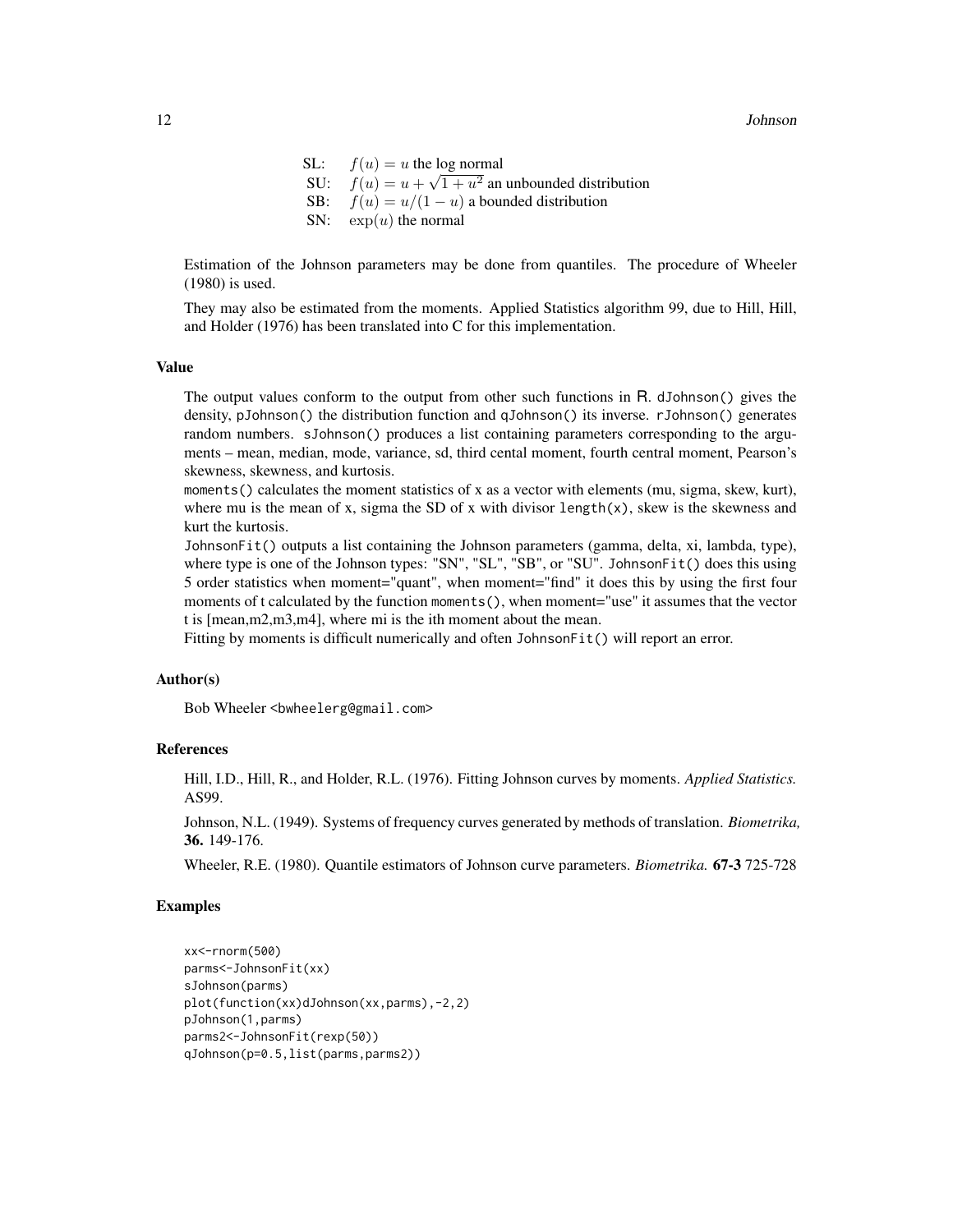| | |
|---|---|
| SL: | $f(u) = u$ the log normal |
| SU: | $f(u) = u + \sqrt{1 + u^2}$ an unbounded distribution |
| SB: | $f(u) = u/(1 - u)$ a bounded distribution |
| SN: | $\exp(u)$ the normal |

Estimation of the Johnson parameters may be done from quantiles. The procedure of Wheeler (1980) is used.

They may also be estimated from the moments. Applied Statistics algorithm 99, due to Hill, Hill, and Holder (1976) has been translated into C for this implementation.

### Value

The output values conform to the output from other such functions in R. `dJohnson()` gives the density, `pJohnson()` the distribution function and `qJohnson()` its inverse. `rJohnson()` generates random numbers. `sJohnson()` produces a list containing parameters corresponding to the arguments – mean, median, mode, variance, sd, third cental moment, fourth central moment, Pearson's skewness, skewness, and kurtosis.

`moments()` calculates the moment statistics of x as a vector with elements (mu, sigma, skew, kurt), where mu is the mean of x, sigma the SD of x with divisor `length(x)`, skew is the skewness and kurt the kurtosis.

`JohnsonFit()` outputs a list containing the Johnson parameters (gamma, delta, xi, lambda, type), where type is one of the Johnson types: "SN", "SL", "SB", or "SU". `JohnsonFit()` does this using 5 order statistics when moment="quant", when moment="find" it does this by using the first four moments of t calculated by the function `moments()`, when moment="use" it assumes that the vector t is [mean,m2,m3,m4], where mi is the ith moment about the mean.

Fitting by moments is difficult numerically and often `JohnsonFit()` will report an error.

### Author(s)

Bob Wheeler <bwheelerg@gmail.com>

### References

Hill, I.D., Hill, R., and Holder, R.L. (1976). Fitting Johnson curves by moments. *Applied Statistics.* AS99.

Johnson, N.L. (1949). Systems of frequency curves generated by methods of translation. *Biometrika,* **36.** 149-176.

Wheeler, R.E. (1980). Quantile estimators of Johnson curve parameters. *Biometrika.* **67-3** 725-728

### Examples

```
xx<-rnorm(500)
parms<-JohnsonFit(xx)
sJohnson(parms)
plot(function(xx)dJohnson(xx,parms),-2,2)
pJohnson(1,parms)
parms2<-JohnsonFit(rexp(50))
qJohnson(p=0.5,list(parms,parms2))
```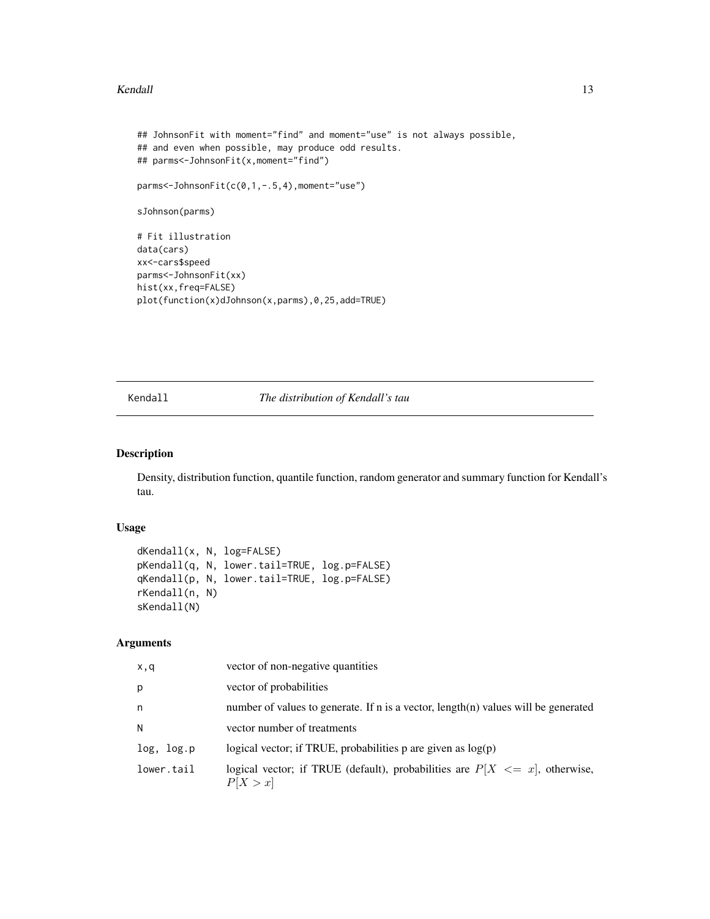```
## JohnsonFit with moment="find" and moment="use" is not always possible,
## and even when possible, may produce odd results.
## parms<-JohnsonFit(x,moment="find")

parms<-JohnsonFit(c(0,1,-.5,4),moment="use")

sJohnson(parms)

# Fit illustration
data(cars)
xx<-cars$speed
parms<-JohnsonFit(xx)
hist(xx,freq=FALSE)
plot(function(x)dJohnson(x,parms),0,25,add=TRUE)
```

---

Kendall *The distribution of Kendall's tau*

---

## Description

Density, distribution function, quantile function, random generator and summary function for Kendall's tau.

## Usage

```
dKendall(x, N, log=FALSE)
pKendall(q, N, lower.tail=TRUE, log.p=FALSE)
qKendall(p, N, lower.tail=TRUE, log.p=FALSE)
rKendall(n, N)
sKendall(N)
```

## Arguments

| | |
|---|---|
| x,q | vector of non-negative quantities |
| p | vector of probabilities |
| n | number of values to generate. If n is a vector, length(n) values will be generated |
| N | vector number of treatments |
| log, log.p | logical vector; if TRUE, probabilities p are given as log(p) |
| lower.tail | logical vector; if TRUE (default), probabilities are $P[X <= x]$, otherwise, $P[X > x]$ |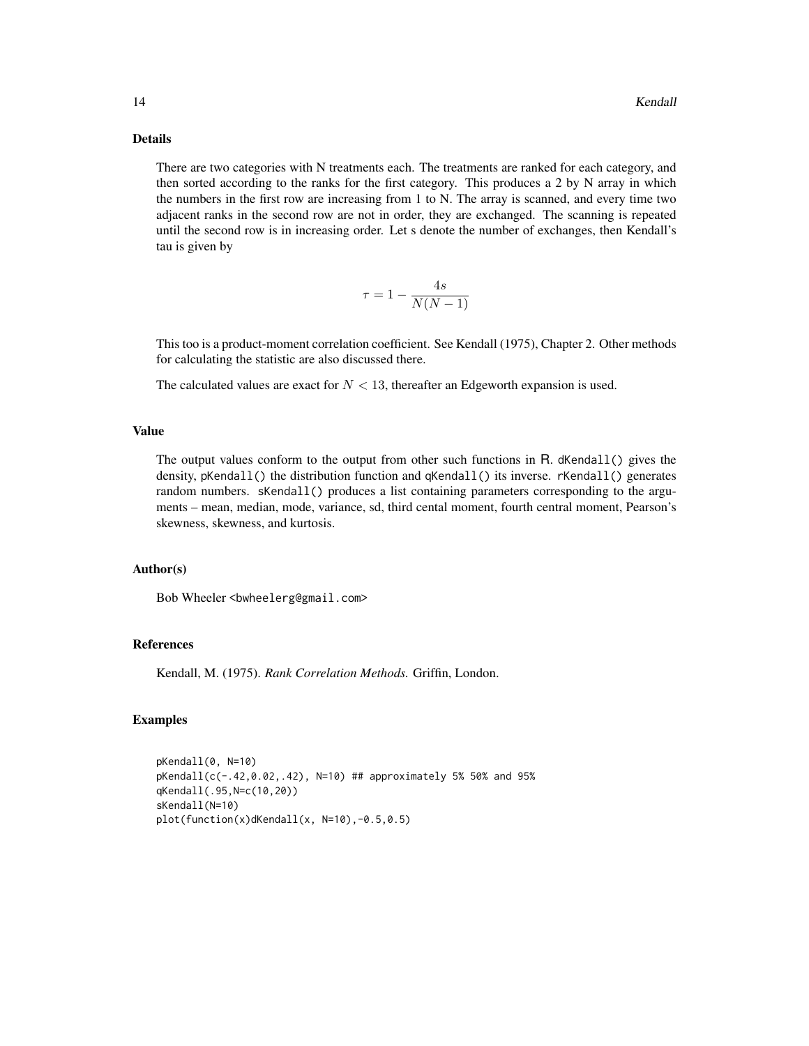### Details

There are two categories with N treatments each. The treatments are ranked for each category, and then sorted according to the ranks for the first category. This produces a 2 by N array in which the numbers in the first row are increasing from 1 to N. The array is scanned, and every time two adjacent ranks in the second row are not in order, they are exchanged. The scanning is repeated until the second row is in increasing order. Let s denote the number of exchanges, then Kendall's tau is given by

$$\tau = 1 - \frac{4s}{N(N-1)}$$

This too is a product-moment correlation coefficient. See Kendall (1975), Chapter 2. Other methods for calculating the statistic are also discussed there.

The calculated values are exact for $N < 13$, thereafter an Edgeworth expansion is used.

### Value

The output values conform to the output from other such functions in R. dKendall() gives the density, pKendall() the distribution function and qKendall() its inverse. rKendall() generates random numbers. sKendall() produces a list containing parameters corresponding to the arguments – mean, median, mode, variance, sd, third cental moment, fourth central moment, Pearson's skewness, skewness, and kurtosis.

### Author(s)

Bob Wheeler <bwheelerg@gmail.com>

### References

Kendall, M. (1975). *Rank Correlation Methods.* Griffin, London.

### Examples

```
pKendall(0, N=10)
pKendall(c(-.42,0.02,.42), N=10) ## approximately 5% 50% and 95%
qKendall(.95,N=c(10,20))
sKendall(N=10)
plot(function(x)dKendall(x, N=10),-0.5,0.5)
```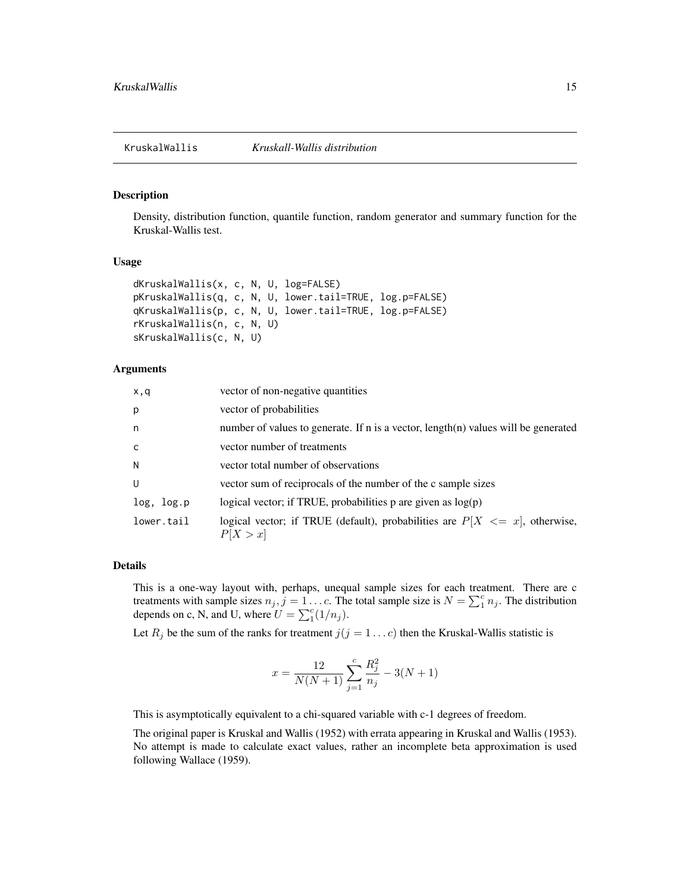KruskalWallis *Kruskall-Wallis distribution*

## Description

Density, distribution function, quantile function, random generator and summary function for the Kruskal-Wallis test.

## Usage

```
dKruskalWallis(x, c, N, U, log=FALSE)
pKruskalWallis(q, c, N, U, lower.tail=TRUE, log.p=FALSE)
qKruskalWallis(p, c, N, U, lower.tail=TRUE, log.p=FALSE)
rKruskalWallis(n, c, N, U)
sKruskalWallis(c, N, U)
```

## Arguments

| | |
|---|---|
| x,q | vector of non-negative quantities |
| p | vector of probabilities |
| n | number of values to generate. If n is a vector, length(n) values will be generated |
| c | vector number of treatments |
| N | vector total number of observations |
| U | vector sum of reciprocals of the number of the c sample sizes |
| log, log.p | logical vector; if TRUE, probabilities p are given as log(p) |
| lower.tail | logical vector; if TRUE (default), probabilities are $P[X <= x]$, otherwise, $P[X > x]$ |

## Details

This is a one-way layout with, perhaps, unequal sample sizes for each treatment. There are c treatments with sample sizes $n_j, j = 1 \ldots c$. The total sample size is $N = \sum_1^c n_j$. The distribution depends on c, N, and U, where $U = \sum_1^c (1/n_j)$.

Let $R_j$ be the sum of the ranks for treatment $j (j = 1 \ldots c)$ then the Kruskal-Wallis statistic is

$$x = \frac{12}{N(N+1)} \sum_{j=1}^{c} \frac{R_j^2}{n_j} - 3(N+1)$$

This is asymptotically equivalent to a chi-squared variable with c-1 degrees of freedom.

The original paper is Kruskal and Wallis (1952) with errata appearing in Kruskal and Wallis (1953). No attempt is made to calculate exact values, rather an incomplete beta approximation is used following Wallace (1959).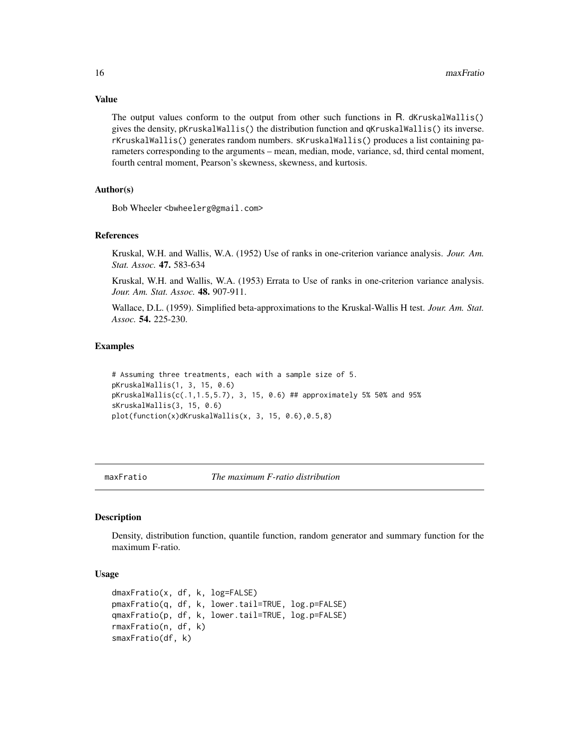### Value

The output values conform to the output from other such functions in R. dKruskalWallis() gives the density, pKruskalWallis() the distribution function and qKruskalWallis() its inverse. rKruskalWallis() generates random numbers. sKruskalWallis() produces a list containing parameters corresponding to the arguments – mean, median, mode, variance, sd, third cental moment, fourth central moment, Pearson's skewness, skewness, and kurtosis.

### Author(s)

Bob Wheeler <bwheelerg@gmail.com>

### References

Kruskal, W.H. and Wallis, W.A. (1952) Use of ranks in one-criterion variance analysis. *Jour. Am. Stat. Assoc.* **47.** 583-634

Kruskal, W.H. and Wallis, W.A. (1953) Errata to Use of ranks in one-criterion variance analysis. *Jour. Am. Stat. Assoc.* **48.** 907-911.

Wallace, D.L. (1959). Simplified beta-approximations to the Kruskal-Wallis H test. *Jour. Am. Stat. Assoc.* **54.** 225-230.

### Examples

```
# Assuming three treatments, each with a sample size of 5.
pKruskalWallis(1, 3, 15, 0.6)
pKruskalWallis(c(.1,1.5,5.7), 3, 15, 0.6) ## approximately 5% 50% and 95%
sKruskalWallis(3, 15, 0.6)
plot(function(x)dKruskalWallis(x, 3, 15, 0.6),0.5,8)
```

---

## maxFratio *The maximum F-ratio distribution*

### Description

Density, distribution function, quantile function, random generator and summary function for the maximum F-ratio.

### Usage

```
dmaxFratio(x, df, k, log=FALSE)
pmaxFratio(q, df, k, lower.tail=TRUE, log.p=FALSE)
qmaxFratio(p, df, k, lower.tail=TRUE, log.p=FALSE)
rmaxFratio(n, df, k)
smaxFratio(df, k)
```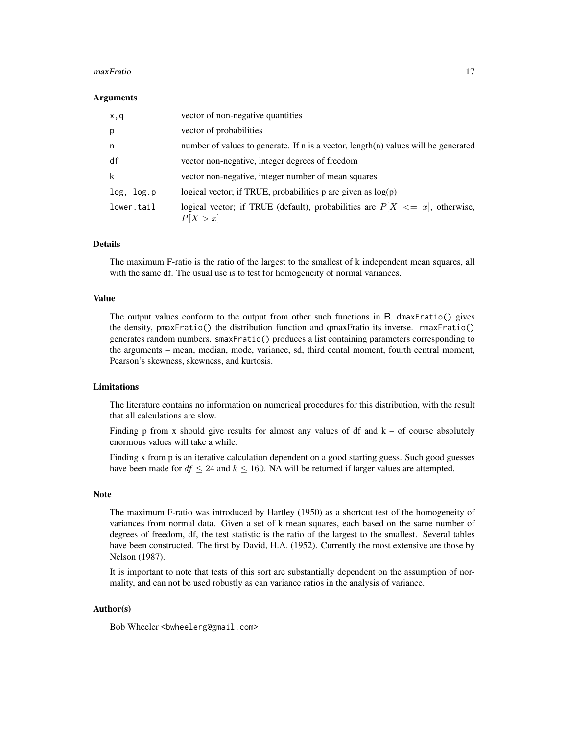### Arguments

| | |
|---|---|
| x,q | vector of non-negative quantities |
| p | vector of probabilities |
| n | number of values to generate. If n is a vector, length(n) values will be generated |
| df | vector non-negative, integer degrees of freedom |
| k | vector non-negative, integer number of mean squares |
| log, log.p | logical vector; if TRUE, probabilities p are given as log(p) |
| lower.tail | logical vector; if TRUE (default), probabilities are $P[X <= x]$, otherwise, $P[X > x]$ |

### Details

The maximum F-ratio is the ratio of the largest to the smallest of k independent mean squares, all with the same df. The usual use is to test for homogeneity of normal variances.

### Value

The output values conform to the output from other such functions in R. `dmaxFratio()` gives the density, `pmaxFratio()` the distribution function and qmaxFratio its inverse. `rmaxFratio()` generates random numbers. `smaxFratio()` produces a list containing parameters corresponding to the arguments – mean, median, mode, variance, sd, third cental moment, fourth central moment, Pearson's skewness, skewness, and kurtosis.

### Limitations

The literature contains no information on numerical procedures for this distribution, with the result that all calculations are slow.

Finding p from x should give results for almost any values of df and k – of course absolutely enormous values will take a while.

Finding x from p is an iterative calculation dependent on a good starting guess. Such good guesses have been made for $df \leq 24$ and $k \leq 160$. NA will be returned if larger values are attempted.

### Note

The maximum F-ratio was introduced by Hartley (1950) as a shortcut test of the homogeneity of variances from normal data. Given a set of k mean squares, each based on the same number of degrees of freedom, df, the test statistic is the ratio of the largest to the smallest. Several tables have been constructed. The first by David, H.A. (1952). Currently the most extensive are those by Nelson (1987).

It is important to note that tests of this sort are substantially dependent on the assumption of normality, and can not be used robustly as can variance ratios in the analysis of variance.

### Author(s)

Bob Wheeler <bwheelerg@gmail.com>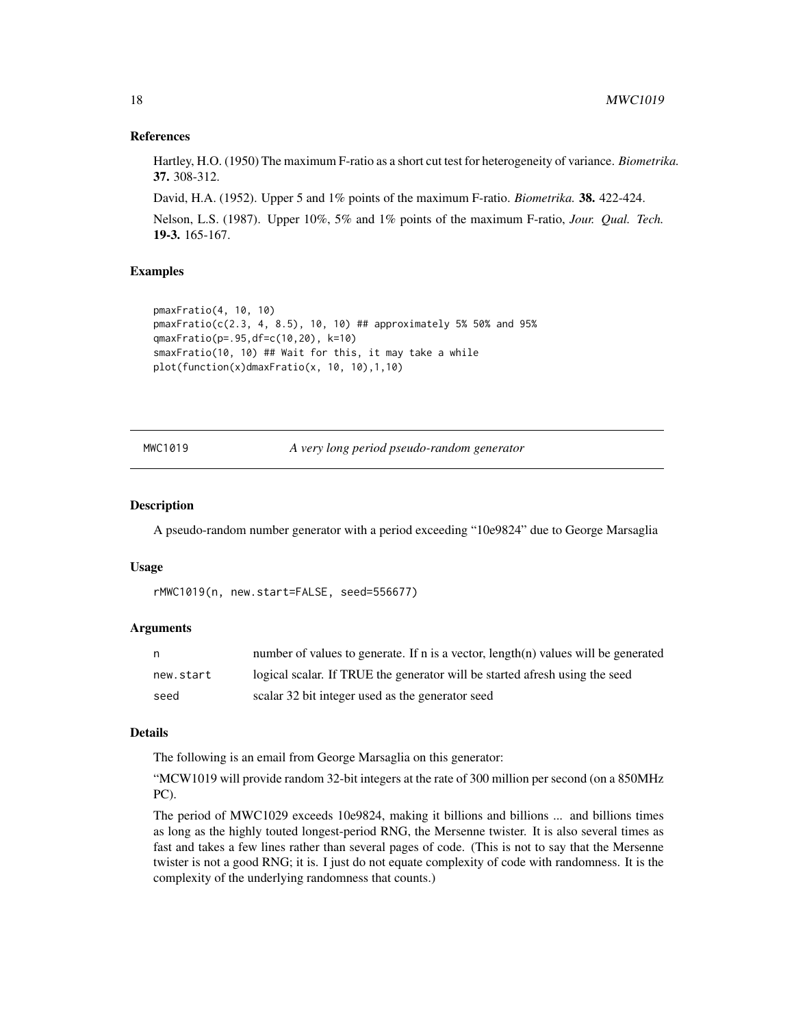### References

Hartley, H.O. (1950) The maximum F-ratio as a short cut test for heterogeneity of variance. *Biometrika.* **37.** 308-312.

David, H.A. (1952). Upper 5 and 1% points of the maximum F-ratio. *Biometrika.* **38.** 422-424.

Nelson, L.S. (1987). Upper 10%, 5% and 1% points of the maximum F-ratio, *Jour. Qual. Tech.* **19-3.** 165-167.

### Examples

```
pmaxFratio(4, 10, 10)
pmaxFratio(c(2.3, 4, 8.5), 10, 10) ## approximately 5% 50% and 95%
qmaxFratio(p=.95,df=c(10,20), k=10)
smaxFratio(10, 10) ## Wait for this, it may take a while
plot(function(x)dmaxFratio(x, 10, 10),1,10)
```

---

## MWC1019 — *A very long period pseudo-random generator*

### Description

A pseudo-random number generator with a period exceeding “10e9824” due to George Marsaglia

### Usage

```
rMWC1019(n, new.start=FALSE, seed=556677)
```

### Arguments

| | |
|---|---|
| n | number of values to generate. If n is a vector, length(n) values will be generated |
| new.start | logical scalar. If TRUE the generator will be started afresh using the seed |
| seed | scalar 32 bit integer used as the generator seed |

### Details

The following is an email from George Marsaglia on this generator:

“MCW1019 will provide random 32-bit integers at the rate of 300 million per second (on a 850MHz PC).

The period of MWC1029 exceeds 10e9824, making it billions and billions ... and billions times as long as the highly touted longest-period RNG, the Mersenne twister. It is also several times as fast and takes a few lines rather than several pages of code. (This is not to say that the Mersenne twister is not a good RNG; it is. I just do not equate complexity of code with randomness. It is the complexity of the underlying randomness that counts.)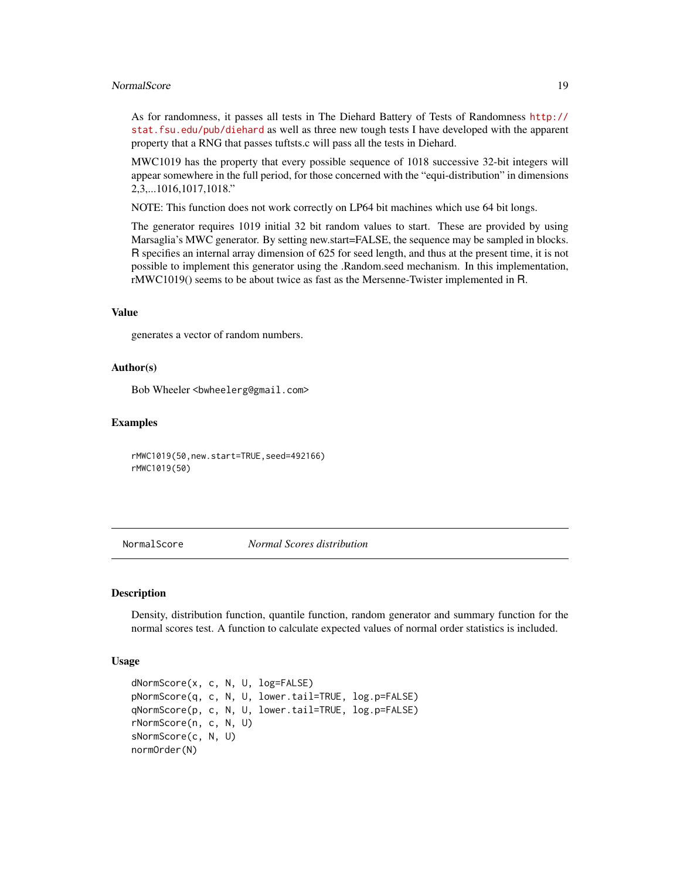As for randomness, it passes all tests in The Diehard Battery of Tests of Randomness http://stat.fsu.edu/pub/diehard as well as three new tough tests I have developed with the apparent property that a RNG that passes tuftsts.c will pass all the tests in Diehard.

MWC1019 has the property that every possible sequence of 1018 successive 32-bit integers will appear somewhere in the full period, for those concerned with the "equi-distribution" in dimensions 2,3,...1016,1017,1018."

NOTE: This function does not work correctly on LP64 bit machines which use 64 bit longs.

The generator requires 1019 initial 32 bit random values to start. These are provided by using Marsaglia's MWC generator. By setting new.start=FALSE, the sequence may be sampled in blocks. R specifies an internal array dimension of 625 for seed length, and thus at the present time, it is not possible to implement this generator using the .Random.seed mechanism. In this implementation, rMWC1019() seems to be about twice as fast as the Mersenne-Twister implemented in R.

### Value

generates a vector of random numbers.

### Author(s)

Bob Wheeler <bwheelerg@gmail.com>

### Examples

```
rMWC1019(50,new.start=TRUE,seed=492166)
rMWC1019(50)
```

---

## NormalScore *Normal Scores distribution*

---

### Description

Density, distribution function, quantile function, random generator and summary function for the normal scores test. A function to calculate expected values of normal order statistics is included.

### Usage

```
dNormScore(x, c, N, U, log=FALSE)
pNormScore(q, c, N, U, lower.tail=TRUE, log.p=FALSE)
qNormScore(p, c, N, U, lower.tail=TRUE, log.p=FALSE)
rNormScore(n, c, N, U)
sNormScore(c, N, U)
normOrder(N)
```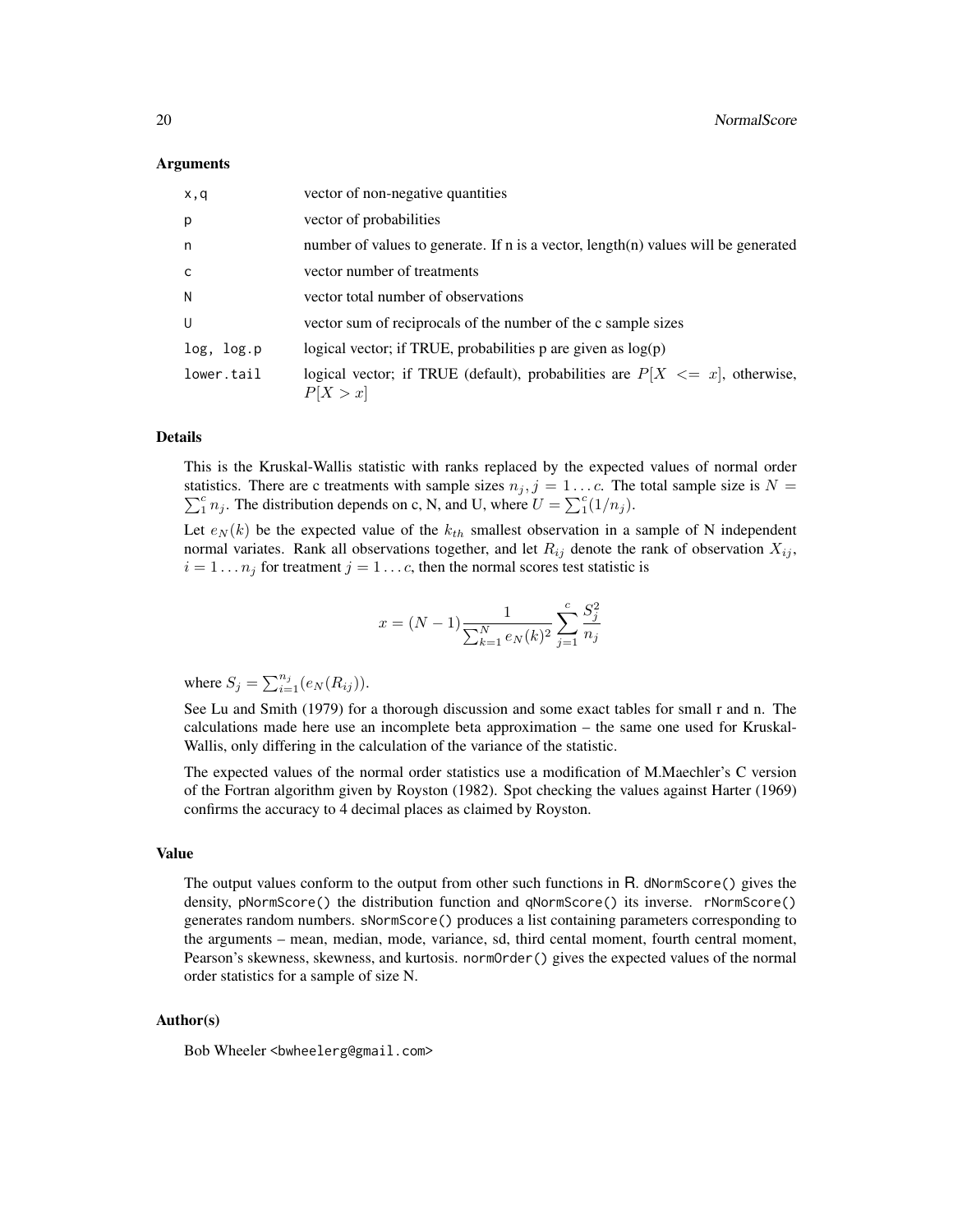### Arguments

| | |
|---|---|
| x,q | vector of non-negative quantities |
| p | vector of probabilities |
| n | number of values to generate. If n is a vector, length(n) values will be generated |
| c | vector number of treatments |
| N | vector total number of observations |
| U | vector sum of reciprocals of the number of the c sample sizes |
| log, log.p | logical vector; if TRUE, probabilities p are given as log(p) |
| lower.tail | logical vector; if TRUE (default), probabilities are $P[X <= x]$, otherwise, $P[X > x]$ |

### Details

This is the Kruskal-Wallis statistic with ranks replaced by the expected values of normal order statistics. There are c treatments with sample sizes $n_j, j = 1 \ldots c$. The total sample size is $N = \sum_1^c n_j$. The distribution depends on c, N, and U, where $U = \sum_1^c (1/n_j)$.

Let $e_N(k)$ be the expected value of the $k_{th}$ smallest observation in a sample of N independent normal variates. Rank all observations together, and let $R_{ij}$ denote the rank of observation $X_{ij}$, $i = 1 \ldots n_j$ for treatment $j = 1 \ldots c$, then the normal scores test statistic is

$$x = (N-1)\frac{1}{\sum_{k=1}^{N} e_N(k)^2}\sum_{j=1}^{c}\frac{S_j^2}{n_j}$$

where $S_j = \sum_{i=1}^{n_j}(e_N(R_{ij}))$.

See Lu and Smith (1979) for a thorough discussion and some exact tables for small r and n. The calculations made here use an incomplete beta approximation – the same one used for Kruskal-Wallis, only differing in the calculation of the variance of the statistic.

The expected values of the normal order statistics use a modification of M.Maechler's C version of the Fortran algorithm given by Royston (1982). Spot checking the values against Harter (1969) confirms the accuracy to 4 decimal places as claimed by Royston.

### Value

The output values conform to the output from other such functions in R. `dNormScore()` gives the density, `pNormScore()` the distribution function and `qNormScore()` its inverse. `rNormScore()` generates random numbers. `sNormScore()` produces a list containing parameters corresponding to the arguments – mean, median, mode, variance, sd, third cental moment, fourth central moment, Pearson's skewness, skewness, and kurtosis. `normOrder()` gives the expected values of the normal order statistics for a sample of size N.

### Author(s)

Bob Wheeler <bwheelerg@gmail.com>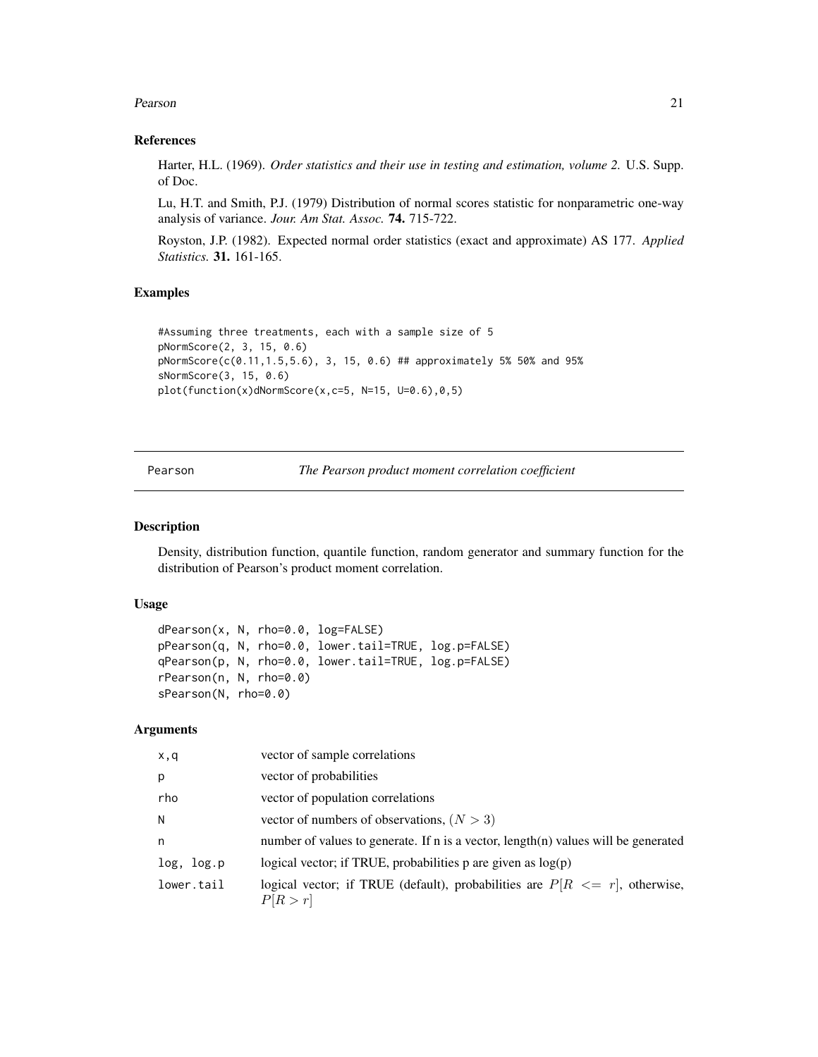### References

Harter, H.L. (1969). *Order statistics and their use in testing and estimation, volume 2.* U.S. Supp. of Doc.

Lu, H.T. and Smith, P.J. (1979) Distribution of normal scores statistic for nonparametric one-way analysis of variance. *Jour. Am Stat. Assoc.* **74.** 715-722.

Royston, J.P. (1982). Expected normal order statistics (exact and approximate) AS 177. *Applied Statistics.* **31.** 161-165.

### Examples

```
#Assuming three treatments, each with a sample size of 5
pNormScore(2, 3, 15, 0.6)
pNormScore(c(0.11,1.5,5.6), 3, 15, 0.6) ## approximately 5% 50% and 95%
sNormScore(3, 15, 0.6)
plot(function(x)dNormScore(x,c=5, N=15, U=0.6),0,5)
```

---

## Pearson — *The Pearson product moment correlation coefficient*

### Description

Density, distribution function, quantile function, random generator and summary function for the distribution of Pearson's product moment correlation.

### Usage

```
dPearson(x, N, rho=0.0, log=FALSE)
pPearson(q, N, rho=0.0, lower.tail=TRUE, log.p=FALSE)
qPearson(p, N, rho=0.0, lower.tail=TRUE, log.p=FALSE)
rPearson(n, N, rho=0.0)
sPearson(N, rho=0.0)
```

### Arguments

| | |
|---|---|
| x,q | vector of sample correlations |
| p | vector of probabilities |
| rho | vector of population correlations |
| N | vector of numbers of observations, $(N > 3)$ |
| n | number of values to generate. If n is a vector, length(n) values will be generated |
| log, log.p | logical vector; if TRUE, probabilities p are given as log(p) |
| lower.tail | logical vector; if TRUE (default), probabilities are $P[R <= r]$, otherwise, $P[R > r]$ |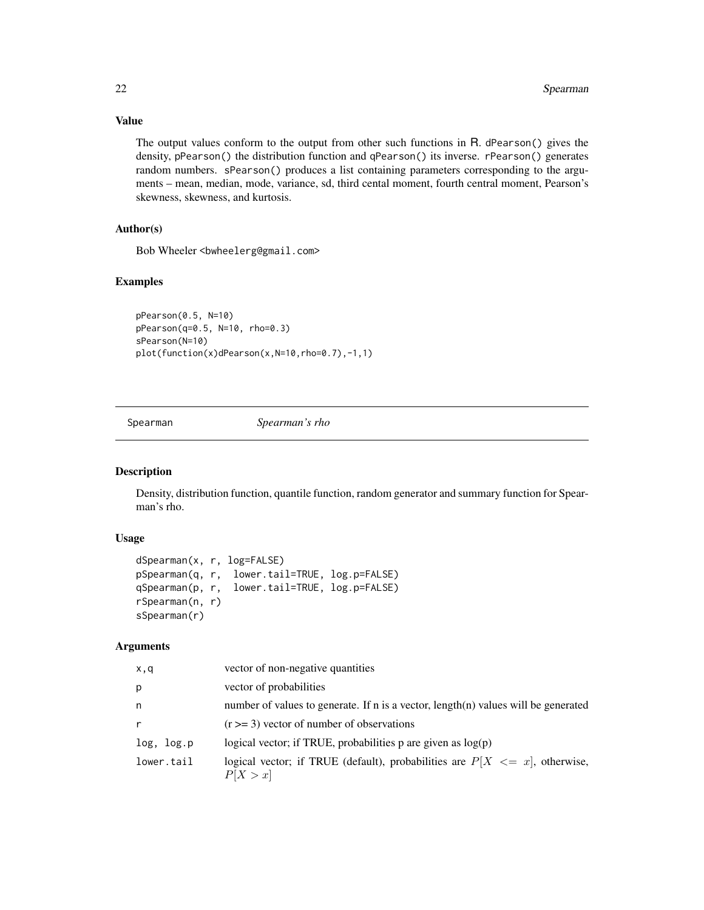## Value

The output values conform to the output from other such functions in R. dPearson() gives the density, pPearson() the distribution function and qPearson() its inverse. rPearson() generates random numbers. sPearson() produces a list containing parameters corresponding to the arguments – mean, median, mode, variance, sd, third cental moment, fourth central moment, Pearson's skewness, skewness, and kurtosis.

## Author(s)

Bob Wheeler <bwheelerg@gmail.com>

## Examples

```
pPearson(0.5, N=10)
pPearson(q=0.5, N=10, rho=0.3)
sPearson(N=10)
plot(function(x)dPearson(x,N=10,rho=0.7),-1,1)
```

---

# Spearman &nbsp;&nbsp;&nbsp; *Spearman's rho*

## Description

Density, distribution function, quantile function, random generator and summary function for Spearman's rho.

## Usage

```
dSpearman(x, r, log=FALSE)
pSpearman(q, r,  lower.tail=TRUE, log.p=FALSE)
qSpearman(p, r,  lower.tail=TRUE, log.p=FALSE)
rSpearman(n, r)
sSpearman(r)
```

## Arguments

| | |
|---|---|
| x,q | vector of non-negative quantities |
| p | vector of probabilities |
| n | number of values to generate. If n is a vector, length(n) values will be generated |
| r | (r >= 3) vector of number of observations |
| log, log.p | logical vector; if TRUE, probabilities p are given as log(p) |
| lower.tail | logical vector; if TRUE (default), probabilities are $P[X <= x]$, otherwise, $P[X > x]$ |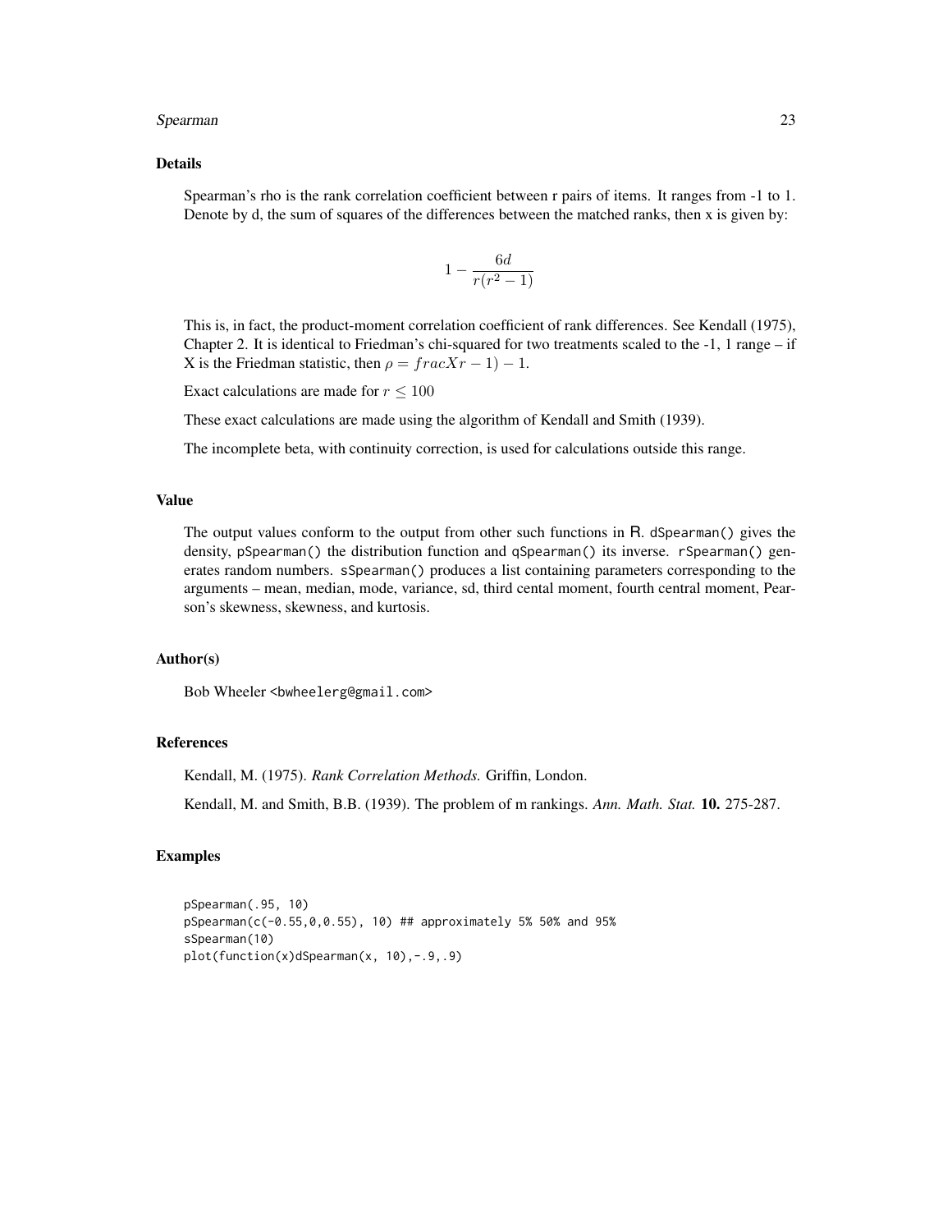## Details

Spearman's rho is the rank correlation coefficient between r pairs of items. It ranges from -1 to 1. Denote by d, the sum of squares of the differences between the matched ranks, then x is given by:

$$1 - \frac{6d}{r(r^2 - 1)}$$

This is, in fact, the product-moment correlation coefficient of rank differences. See Kendall (1975), Chapter 2. It is identical to Friedman's chi-squared for two treatments scaled to the -1, 1 range – if X is the Friedman statistic, then $\rho = fracXr - 1) - 1$.

Exact calculations are made for $r \leq 100$

These exact calculations are made using the algorithm of Kendall and Smith (1939).

The incomplete beta, with continuity correction, is used for calculations outside this range.

## Value

The output values conform to the output from other such functions in R. dSpearman() gives the density, pSpearman() the distribution function and qSpearman() its inverse. rSpearman() generates random numbers. sSpearman() produces a list containing parameters corresponding to the arguments – mean, median, mode, variance, sd, third cental moment, fourth central moment, Pearson's skewness, skewness, and kurtosis.

## Author(s)

Bob Wheeler <bwheelerg@gmail.com>

## References

Kendall, M. (1975). *Rank Correlation Methods.* Griffin, London.

Kendall, M. and Smith, B.B. (1939). The problem of m rankings. *Ann. Math. Stat.* **10.** 275-287.

## Examples

```
pSpearman(.95, 10)
pSpearman(c(-0.55,0,0.55), 10) ## approximately 5% 50% and 95%
sSpearman(10)
plot(function(x)dSpearman(x, 10),-.9,.9)
```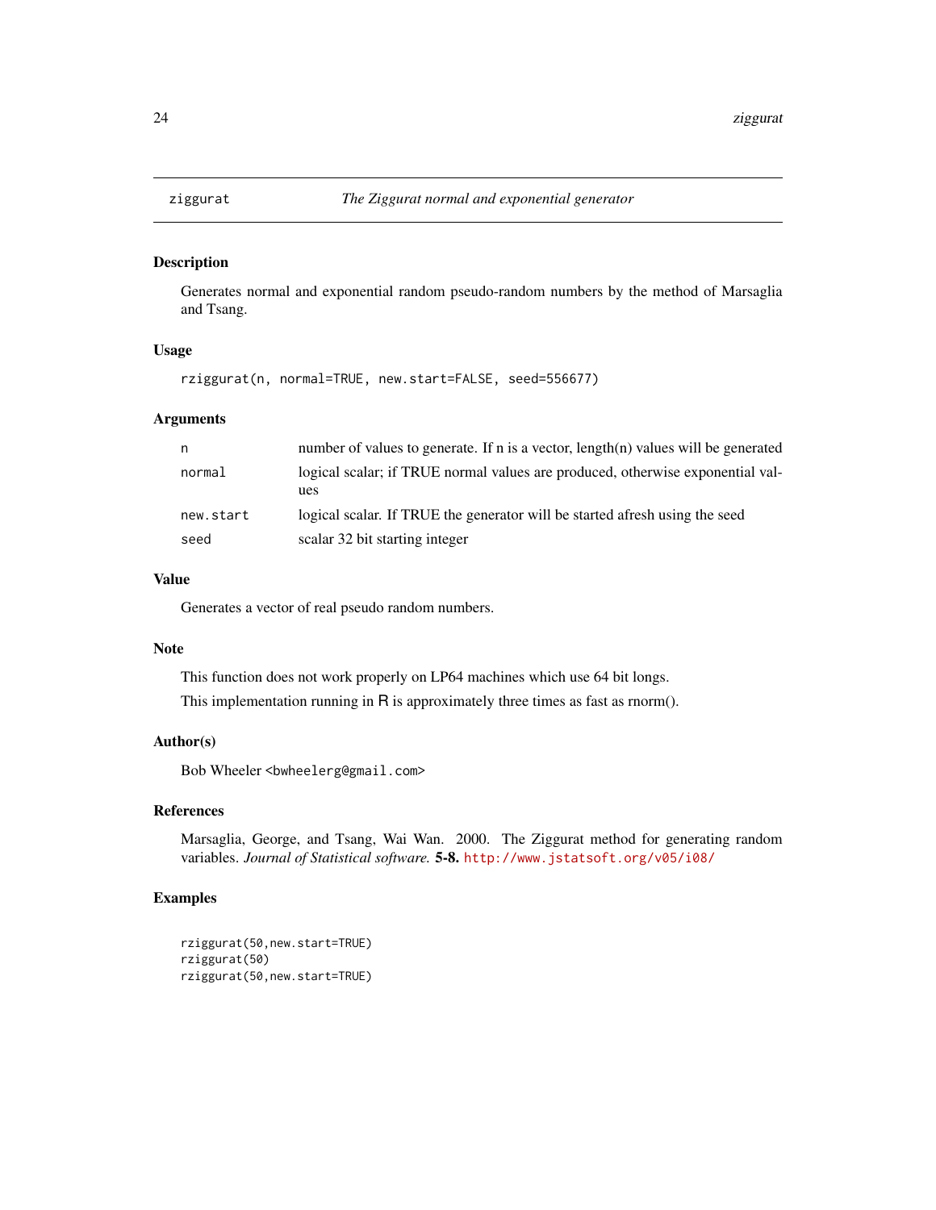## ziggurat — *The Ziggurat normal and exponential generator*

### Description

Generates normal and exponential random pseudo-random numbers by the method of Marsaglia and Tsang.

### Usage

```
rziggurat(n, normal=TRUE, new.start=FALSE, seed=556677)
```

### Arguments

| | |
|---|---|
| `n` | number of values to generate. If n is a vector, length(n) values will be generated |
| `normal` | logical scalar; if TRUE normal values are produced, otherwise exponential values |
| `new.start` | logical scalar. If TRUE the generator will be started afresh using the seed |
| `seed` | scalar 32 bit starting integer |

### Value

Generates a vector of real pseudo random numbers.

### Note

This function does not work properly on LP64 machines which use 64 bit longs.

This implementation running in R is approximately three times as fast as rnorm().

### Author(s)

Bob Wheeler <bwheelerg@gmail.com>

### References

Marsaglia, George, and Tsang, Wai Wan. 2000. The Ziggurat method for generating random variables. *Journal of Statistical software.* **5-8.** http://www.jstatsoft.org/v05/i08/

### Examples

```
rziggurat(50,new.start=TRUE)
rziggurat(50)
rziggurat(50,new.start=TRUE)
```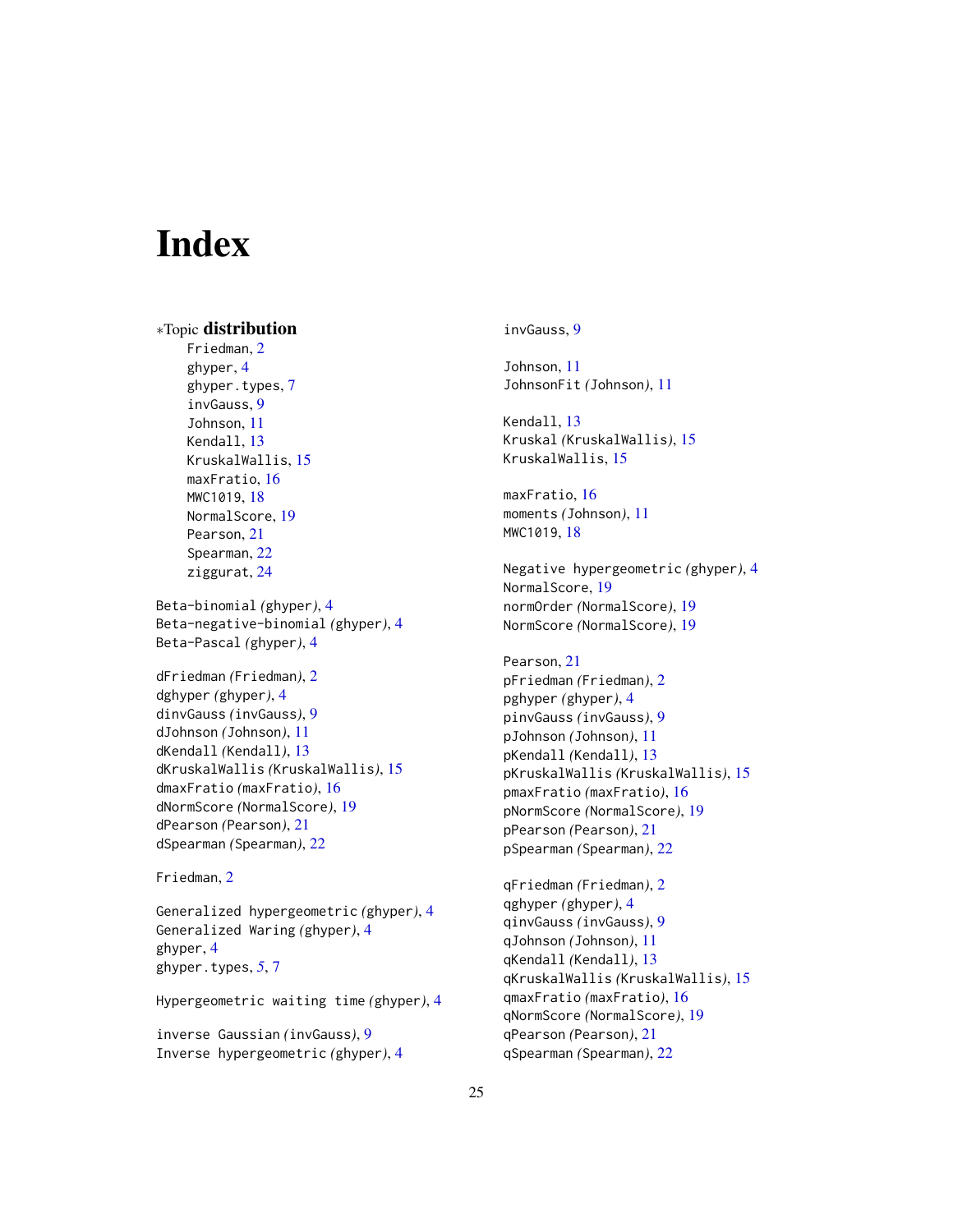# Index

∗Topic **distribution**

Friedman, 2
ghyper, 4
ghyper.types, 7
invGauss, 9
Johnson, 11
Kendall, 13
KruskalWallis, 15
maxFratio, 16
MWC1019, 18
NormalScore, 19
Pearson, 21
Spearman, 22
ziggurat, 24

Beta-binomial *(ghyper)*, 4
Beta-negative-binomial *(ghyper)*, 4
Beta-Pascal *(ghyper)*, 4

dFriedman *(Friedman)*, 2
dghyper *(ghyper)*, 4
dinvGauss *(invGauss)*, 9
dJohnson *(Johnson)*, 11
dKendall *(Kendall)*, 13
dKruskalWallis *(KruskalWallis)*, 15
dmaxFratio *(maxFratio)*, 16
dNormScore *(NormalScore)*, 19
dPearson *(Pearson)*, 21
dSpearman *(Spearman)*, 22

Friedman, 2

Generalized hypergeometric *(ghyper)*, 4
Generalized Waring *(ghyper)*, 4
ghyper, 4
ghyper.types, 5, 7

Hypergeometric waiting time *(ghyper)*, 4

inverse Gaussian *(invGauss)*, 9
Inverse hypergeometric *(ghyper)*, 4
invGauss, 9

Johnson, 11
JohnsonFit *(Johnson)*, 11

Kendall, 13
Kruskal *(KruskalWallis)*, 15
KruskalWallis, 15

maxFratio, 16
moments *(Johnson)*, 11
MWC1019, 18

Negative hypergeometric *(ghyper)*, 4
NormalScore, 19
normOrder *(NormalScore)*, 19
NormScore *(NormalScore)*, 19

Pearson, 21
pFriedman *(Friedman)*, 2
pghyper *(ghyper)*, 4
pinvGauss *(invGauss)*, 9
pJohnson *(Johnson)*, 11
pKendall *(Kendall)*, 13
pKruskalWallis *(KruskalWallis)*, 15
pmaxFratio *(maxFratio)*, 16
pNormScore *(NormalScore)*, 19
pPearson *(Pearson)*, 21
pSpearman *(Spearman)*, 22

qFriedman *(Friedman)*, 2
qghyper *(ghyper)*, 4
qinvGauss *(invGauss)*, 9
qJohnson *(Johnson)*, 11
qKendall *(Kendall)*, 13
qKruskalWallis *(KruskalWallis)*, 15
qmaxFratio *(maxFratio)*, 16
qNormScore *(NormalScore)*, 19
qPearson *(Pearson)*, 21
qSpearman *(Spearman)*, 22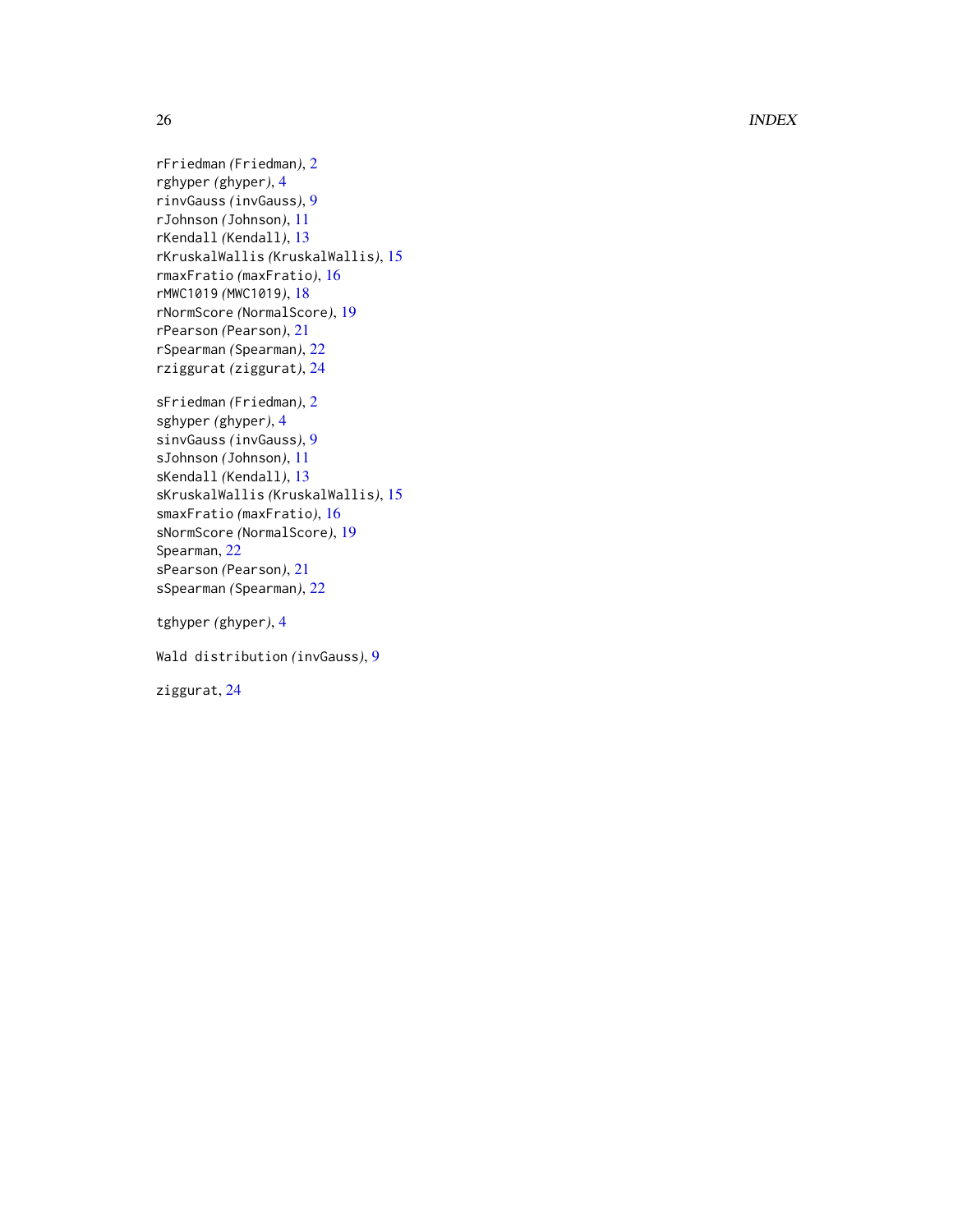rFriedman (Friedman), 2
rghyper (ghyper), 4
rinvGauss (invGauss), 9
rJohnson (Johnson), 11
rKendall (Kendall), 13
rKruskalWallis (KruskalWallis), 15
rmaxFratio (maxFratio), 16
rMWC1019 (MWC1019), 18
rNormScore (NormalScore), 19
rPearson (Pearson), 21
rSpearman (Spearman), 22
rziggurat (ziggurat), 24

sFriedman (Friedman), 2
sghyper (ghyper), 4
sinvGauss (invGauss), 9
sJohnson (Johnson), 11
sKendall (Kendall), 13
sKruskalWallis (KruskalWallis), 15
smaxFratio (maxFratio), 16
sNormScore (NormalScore), 19
Spearman, 22
sPearson (Pearson), 21
sSpearman (Spearman), 22

tghyper (ghyper), 4

Wald distribution (invGauss), 9

ziggurat, 24